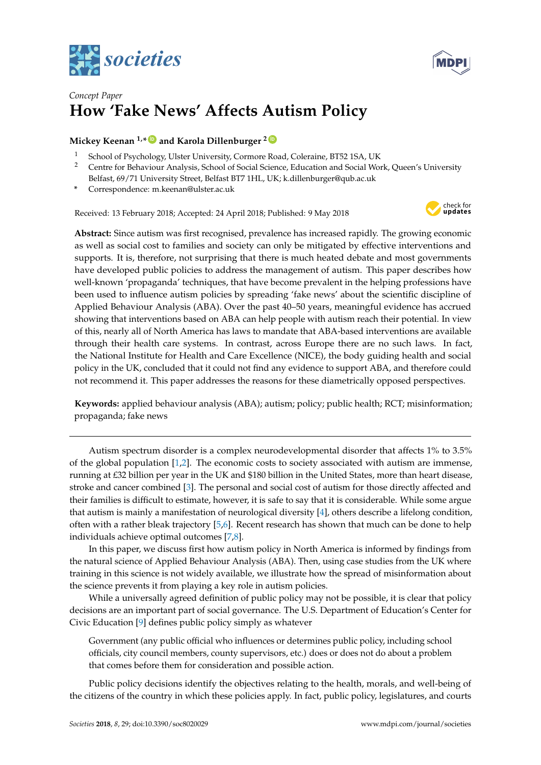*Concept Paper*

# How 'Fake News' Affects Autism Policy

**Mickey Keenan [1,*] and Karola Dillenburger [2]**

[1] School of Psychology, Ulster University, Cormore Road, Coleraine, BT52 1SA, UK

[2] Centre for Behaviour Analysis, School of Social Science, Education and Social Work, Queen's University Belfast, 69/71 University Street, Belfast BT7 1HL, UK; k.dillenburger@qub.ac.uk

[*] Correspondence: m.keenan@ulster.ac.uk

Received: 13 February 2018; Accepted: 24 April 2018; Published: 9 May 2018

**Abstract:** Since autism was first recognised, prevalence has increased rapidly. The growing economic as well as social cost to families and society can only be mitigated by effective interventions and supports. It is, therefore, not surprising that there is much heated debate and most governments have developed public policies to address the management of autism. This paper describes how well-known 'propaganda' techniques, that have become prevalent in the helping professions have been used to influence autism policies by spreading 'fake news' about the scientific discipline of Applied Behaviour Analysis (ABA). Over the past 40–50 years, meaningful evidence has accrued showing that interventions based on ABA can help people with autism reach their potential. In view of this, nearly all of North America has laws to mandate that ABA-based interventions are available through their health care systems. In contrast, across Europe there are no such laws. In fact, the National Institute for Health and Care Excellence (NICE), the body guiding health and social policy in the UK, concluded that it could not find any evidence to support ABA, and therefore could not recommend it. This paper addresses the reasons for these diametrically opposed perspectives.

**Keywords:** applied behaviour analysis (ABA); autism; policy; public health; RCT; misinformation; propaganda; fake news

---

Autism spectrum disorder is a complex neurodevelopmental disorder that affects 1% to 3.5% of the global population [1,2]. The economic costs to society associated with autism are immense, running at £32 billion per year in the UK and $180 billion in the United States, more than heart disease, stroke and cancer combined [3]. The personal and social cost of autism for those directly affected and their families is difficult to estimate, however, it is safe to say that it is considerable. While some argue that autism is mainly a manifestation of neurological diversity [4], others describe a lifelong condition, often with a rather bleak trajectory [5,6]. Recent research has shown that much can be done to help individuals achieve optimal outcomes [7,8].

In this paper, we discuss first how autism policy in North America is informed by findings from the natural science of Applied Behaviour Analysis (ABA). Then, using case studies from the UK where training in this science is not widely available, we illustrate how the spread of misinformation about the science prevents it from playing a key role in autism policies.

While a universally agreed definition of public policy may not be possible, it is clear that policy decisions are an important part of social governance. The U.S. Department of Education's Center for Civic Education [9] defines public policy simply as whatever

> Government (any public official who influences or determines public policy, including school officials, city council members, county supervisors, etc.) does or does not do about a problem that comes before them for consideration and possible action.

Public policy decisions identify the objectives relating to the health, morals, and well-being of the citizens of the country in which these policies apply. In fact, public policy, legislatures, and courts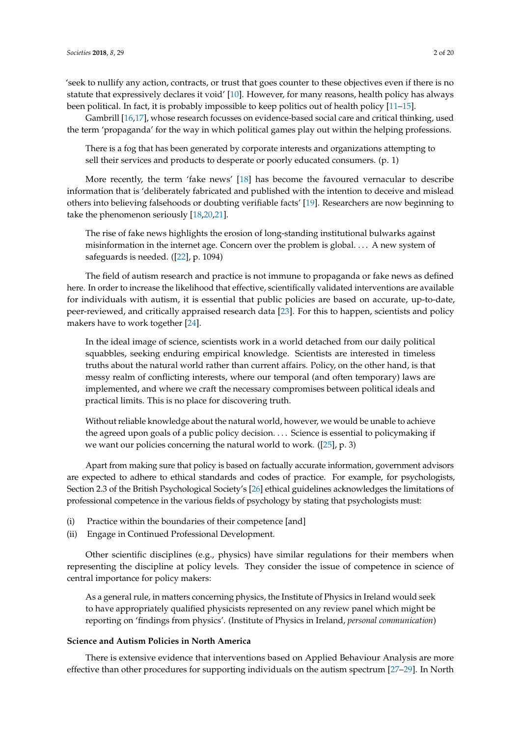'seek to nullify any action, contracts, or trust that goes counter to these objectives even if there is no statute that expressively declares it void' [10]. However, for many reasons, health policy has always been political. In fact, it is probably impossible to keep politics out of health policy [11–15].

Gambrill [16,17], whose research focusses on evidence-based social care and critical thinking, used the term 'propaganda' for the way in which political games play out within the helping professions.

> There is a fog that has been generated by corporate interests and organizations attempting to sell their services and products to desperate or poorly educated consumers. (p. 1)

More recently, the term 'fake news' [18] has become the favoured vernacular to describe information that is 'deliberately fabricated and published with the intention to deceive and mislead others into believing falsehoods or doubting verifiable facts' [19]. Researchers are now beginning to take the phenomenon seriously [18,20,21].

> The rise of fake news highlights the erosion of long-standing institutional bulwarks against misinformation in the internet age. Concern over the problem is global. . . . A new system of safeguards is needed. ([22], p. 1094)

The field of autism research and practice is not immune to propaganda or fake news as defined here. In order to increase the likelihood that effective, scientifically validated interventions are available for individuals with autism, it is essential that public policies are based on accurate, up-to-date, peer-reviewed, and critically appraised research data [23]. For this to happen, scientists and policy makers have to work together [24].

> In the ideal image of science, scientists work in a world detached from our daily political squabbles, seeking enduring empirical knowledge. Scientists are interested in timeless truths about the natural world rather than current affairs. Policy, on the other hand, is that messy realm of conflicting interests, where our temporal (and often temporary) laws are implemented, and where we craft the necessary compromises between political ideals and practical limits. This is no place for discovering truth.
>
> Without reliable knowledge about the natural world, however, we would be unable to achieve the agreed upon goals of a public policy decision. . . . Science is essential to policymaking if we want our policies concerning the natural world to work. ([25], p. 3)

Apart from making sure that policy is based on factually accurate information, government advisors are expected to adhere to ethical standards and codes of practice. For example, for psychologists, Section 2.3 of the British Psychological Society's [26] ethical guidelines acknowledges the limitations of professional competence in the various fields of psychology by stating that psychologists must:

(i) Practice within the boundaries of their competence [and]
(ii) Engage in Continued Professional Development.

Other scientific disciplines (e.g., physics) have similar regulations for their members when representing the discipline at policy levels. They consider the issue of competence in science of central importance for policy makers:

> As a general rule, in matters concerning physics, the Institute of Physics in Ireland would seek to have appropriately qualified physicists represented on any review panel which might be reporting on 'findings from physics'. (Institute of Physics in Ireland, *personal communication*)

**Science and Autism Policies in North America**

There is extensive evidence that interventions based on Applied Behaviour Analysis are more effective than other procedures for supporting individuals on the autism spectrum [27–29]. In North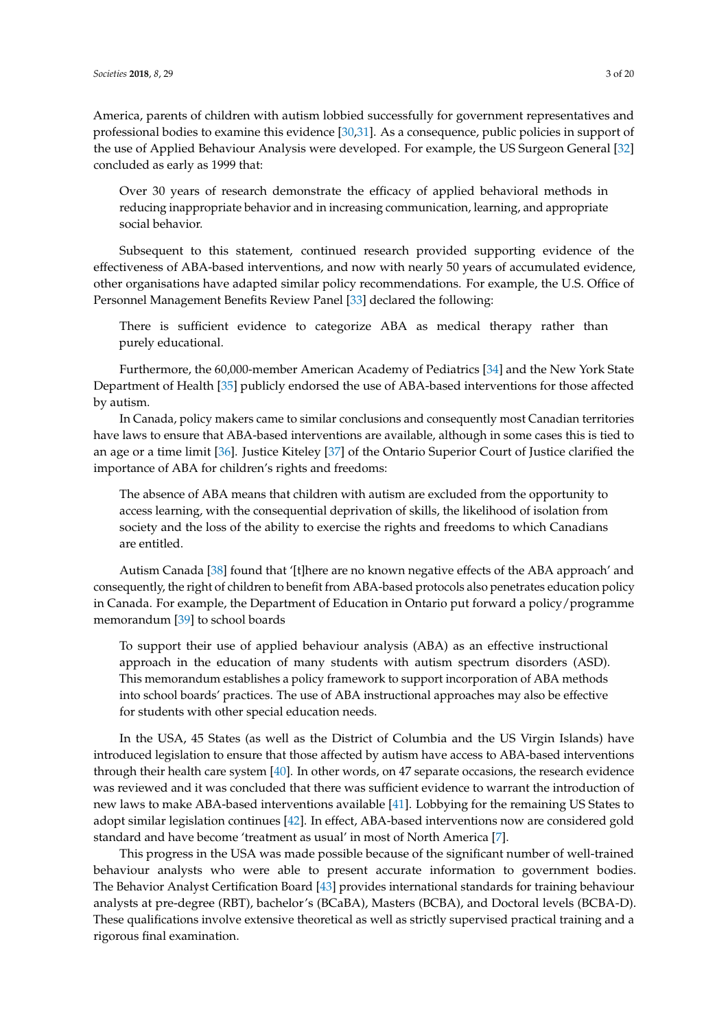America, parents of children with autism lobbied successfully for government representatives and professional bodies to examine this evidence [30,31]. As a consequence, public policies in support of the use of Applied Behaviour Analysis were developed. For example, the US Surgeon General [32] concluded as early as 1999 that:

> Over 30 years of research demonstrate the efficacy of applied behavioral methods in reducing inappropriate behavior and in increasing communication, learning, and appropriate social behavior.

Subsequent to this statement, continued research provided supporting evidence of the effectiveness of ABA-based interventions, and now with nearly 50 years of accumulated evidence, other organisations have adapted similar policy recommendations. For example, the U.S. Office of Personnel Management Benefits Review Panel [33] declared the following:

> There is sufficient evidence to categorize ABA as medical therapy rather than purely educational.

Furthermore, the 60,000-member American Academy of Pediatrics [34] and the New York State Department of Health [35] publicly endorsed the use of ABA-based interventions for those affected by autism.

In Canada, policy makers came to similar conclusions and consequently most Canadian territories have laws to ensure that ABA-based interventions are available, although in some cases this is tied to an age or a time limit [36]. Justice Kiteley [37] of the Ontario Superior Court of Justice clarified the importance of ABA for children's rights and freedoms:

> The absence of ABA means that children with autism are excluded from the opportunity to access learning, with the consequential deprivation of skills, the likelihood of isolation from society and the loss of the ability to exercise the rights and freedoms to which Canadians are entitled.

Autism Canada [38] found that '[t]here are no known negative effects of the ABA approach' and consequently, the right of children to benefit from ABA-based protocols also penetrates education policy in Canada. For example, the Department of Education in Ontario put forward a policy/programme memorandum [39] to school boards

> To support their use of applied behaviour analysis (ABA) as an effective instructional approach in the education of many students with autism spectrum disorders (ASD). This memorandum establishes a policy framework to support incorporation of ABA methods into school boards' practices. The use of ABA instructional approaches may also be effective for students with other special education needs.

In the USA, 45 States (as well as the District of Columbia and the US Virgin Islands) have introduced legislation to ensure that those affected by autism have access to ABA-based interventions through their health care system [40]. In other words, on 47 separate occasions, the research evidence was reviewed and it was concluded that there was sufficient evidence to warrant the introduction of new laws to make ABA-based interventions available [41]. Lobbying for the remaining US States to adopt similar legislation continues [42]. In effect, ABA-based interventions now are considered gold standard and have become 'treatment as usual' in most of North America [7].

This progress in the USA was made possible because of the significant number of well-trained behaviour analysts who were able to present accurate information to government bodies. The Behavior Analyst Certification Board [43] provides international standards for training behaviour analysts at pre-degree (RBT), bachelor's (BCaBA), Masters (BCBA), and Doctoral levels (BCBA-D). These qualifications involve extensive theoretical as well as strictly supervised practical training and a rigorous final examination.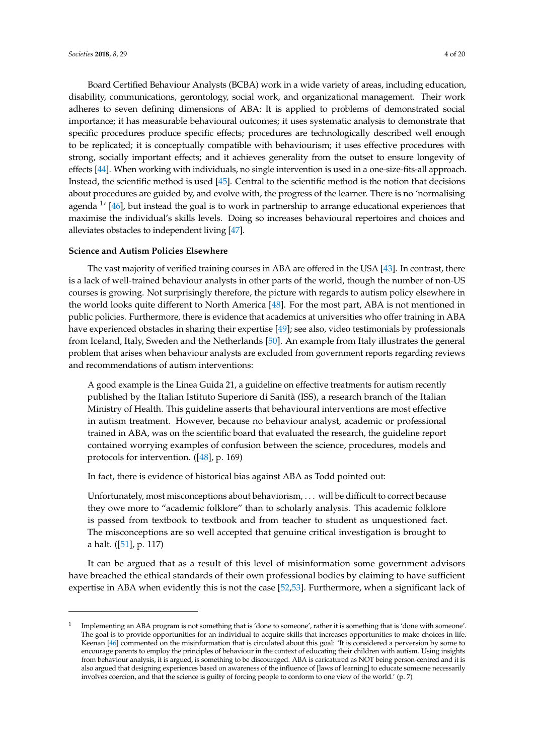Board Certified Behaviour Analysts (BCBA) work in a wide variety of areas, including education, disability, communications, gerontology, social work, and organizational management. Their work adheres to seven defining dimensions of ABA: It is applied to problems of demonstrated social importance; it has measurable behavioural outcomes; it uses systematic analysis to demonstrate that specific procedures produce specific effects; procedures are technologically described well enough to be replicated; it is conceptually compatible with behaviourism; it uses effective procedures with strong, socially important effects; and it achieves generality from the outset to ensure longevity of effects [44]. When working with individuals, no single intervention is used in a one-size-fits-all approach. Instead, the scientific method is used [45]. Central to the scientific method is the notion that decisions about procedures are guided by, and evolve with, the progress of the learner. There is no 'normalising agenda [1]' [46], but instead the goal is to work in partnership to arrange educational experiences that maximise the individual's skills levels. Doing so increases behavioural repertoires and choices and alleviates obstacles to independent living [47].

**Science and Autism Policies Elsewhere**

The vast majority of verified training courses in ABA are offered in the USA [43]. In contrast, there is a lack of well-trained behaviour analysts in other parts of the world, though the number of non-US courses is growing. Not surprisingly therefore, the picture with regards to autism policy elsewhere in the world looks quite different to North America [48]. For the most part, ABA is not mentioned in public policies. Furthermore, there is evidence that academics at universities who offer training in ABA have experienced obstacles in sharing their expertise [49]; see also, video testimonials by professionals from Iceland, Italy, Sweden and the Netherlands [50]. An example from Italy illustrates the general problem that arises when behaviour analysts are excluded from government reports regarding reviews and recommendations of autism interventions:

> A good example is the Linea Guida 21, a guideline on effective treatments for autism recently published by the Italian Istituto Superiore di Sanità (ISS), a research branch of the Italian Ministry of Health. This guideline asserts that behavioural interventions are most effective in autism treatment. However, because no behaviour analyst, academic or professional trained in ABA, was on the scientific board that evaluated the research, the guideline report contained worrying examples of confusion between the science, procedures, models and protocols for intervention. ([48], p. 169)

In fact, there is evidence of historical bias against ABA as Todd pointed out:

> Unfortunately, most misconceptions about behaviorism, . . . will be difficult to correct because they owe more to "academic folklore" than to scholarly analysis. This academic folklore is passed from textbook to textbook and from teacher to student as unquestioned fact. The misconceptions are so well accepted that genuine critical investigation is brought to a halt. ([51], p. 117)

It can be argued that as a result of this level of misinformation some government advisors have breached the ethical standards of their own professional bodies by claiming to have sufficient expertise in ABA when evidently this is not the case [52,53]. Furthermore, when a significant lack of

---

[1] Implementing an ABA program is not something that is 'done to someone', rather it is something that is 'done with someone'. The goal is to provide opportunities for an individual to acquire skills that increases opportunities to make choices in life. Keenan [46] commented on the misinformation that is circulated about this goal: 'It is considered a perversion by some to encourage parents to employ the principles of behaviour in the context of educating their children with autism. Using insights from behaviour analysis, it is argued, is something to be discouraged. ABA is caricatured as NOT being person-centred and it is also argued that designing experiences based on awareness of the influence of [laws of learning] to educate someone necessarily involves coercion, and that the science is guilty of forcing people to conform to one view of the world.' (p. 7)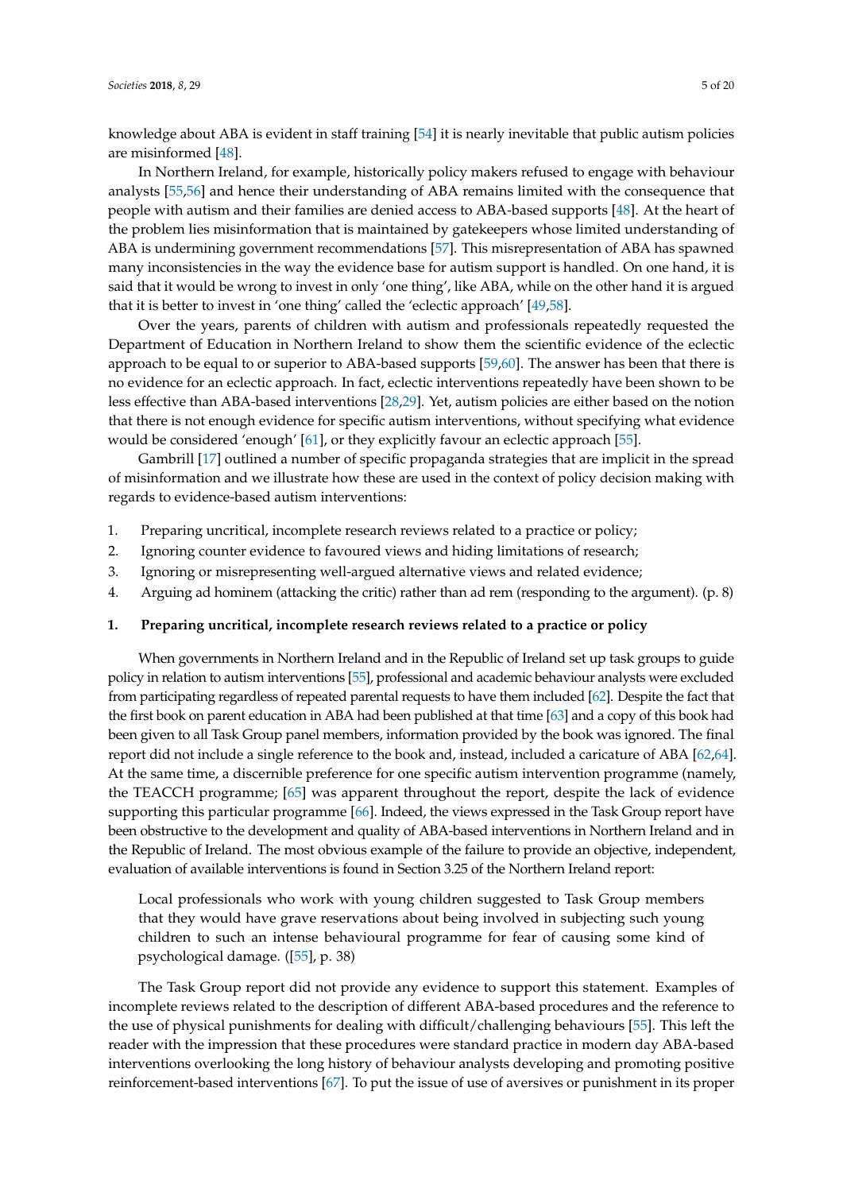knowledge about ABA is evident in staff training [54] it is nearly inevitable that public autism policies are misinformed [48].

In Northern Ireland, for example, historically policy makers refused to engage with behaviour analysts [55,56] and hence their understanding of ABA remains limited with the consequence that people with autism and their families are denied access to ABA-based supports [48]. At the heart of the problem lies misinformation that is maintained by gatekeepers whose limited understanding of ABA is undermining government recommendations [57]. This misrepresentation of ABA has spawned many inconsistencies in the way the evidence base for autism support is handled. On one hand, it is said that it would be wrong to invest in only 'one thing', like ABA, while on the other hand it is argued that it is better to invest in 'one thing' called the 'eclectic approach' [49,58].

Over the years, parents of children with autism and professionals repeatedly requested the Department of Education in Northern Ireland to show them the scientific evidence of the eclectic approach to be equal to or superior to ABA-based supports [59,60]. The answer has been that there is no evidence for an eclectic approach. In fact, eclectic interventions repeatedly have been shown to be less effective than ABA-based interventions [28,29]. Yet, autism policies are either based on the notion that there is not enough evidence for specific autism interventions, without specifying what evidence would be considered 'enough' [61], or they explicitly favour an eclectic approach [55].

Gambrill [17] outlined a number of specific propaganda strategies that are implicit in the spread of misinformation and we illustrate how these are used in the context of policy decision making with regards to evidence-based autism interventions:

1. Preparing uncritical, incomplete research reviews related to a practice or policy;
2. Ignoring counter evidence to favoured views and hiding limitations of research;
3. Ignoring or misrepresenting well-argued alternative views and related evidence;
4. Arguing ad hominem (attacking the critic) rather than ad rem (responding to the argument). (p. 8)

**1. Preparing uncritical, incomplete research reviews related to a practice or policy**

When governments in Northern Ireland and in the Republic of Ireland set up task groups to guide policy in relation to autism interventions [55], professional and academic behaviour analysts were excluded from participating regardless of repeated parental requests to have them included [62]. Despite the fact that the first book on parent education in ABA had been published at that time [63] and a copy of this book had been given to all Task Group panel members, information provided by the book was ignored. The final report did not include a single reference to the book and, instead, included a caricature of ABA [62,64]. At the same time, a discernible preference for one specific autism intervention programme (namely, the TEACCH programme; [65] was apparent throughout the report, despite the lack of evidence supporting this particular programme [66]. Indeed, the views expressed in the Task Group report have been obstructive to the development and quality of ABA-based interventions in Northern Ireland and in the Republic of Ireland. The most obvious example of the failure to provide an objective, independent, evaluation of available interventions is found in Section 3.25 of the Northern Ireland report:

> Local professionals who work with young children suggested to Task Group members that they would have grave reservations about being involved in subjecting such young children to such an intense behavioural programme for fear of causing some kind of psychological damage. ([55], p. 38)

The Task Group report did not provide any evidence to support this statement. Examples of incomplete reviews related to the description of different ABA-based procedures and the reference to the use of physical punishments for dealing with difficult/challenging behaviours [55]. This left the reader with the impression that these procedures were standard practice in modern day ABA-based interventions overlooking the long history of behaviour analysts developing and promoting positive reinforcement-based interventions [67]. To put the issue of use of aversives or punishment in its proper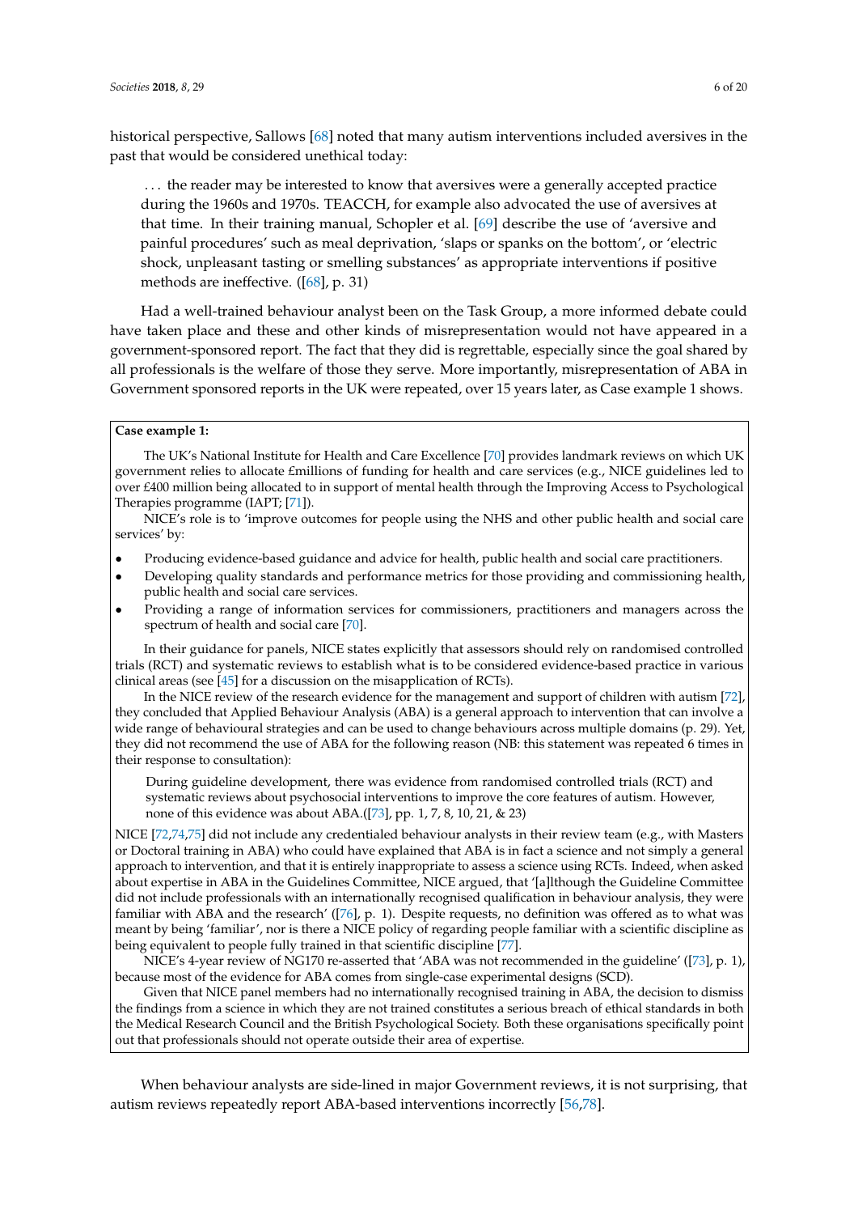historical perspective, Sallows [68] noted that many autism interventions included aversives in the past that would be considered unethical today:

> ... the reader may be interested to know that aversives were a generally accepted practice during the 1960s and 1970s. TEACCH, for example also advocated the use of aversives at that time. In their training manual, Schopler et al. [69] describe the use of 'aversive and painful procedures' such as meal deprivation, 'slaps or spanks on the bottom', or 'electric shock, unpleasant tasting or smelling substances' as appropriate interventions if positive methods are ineffective. ([68], p. 31)

Had a well-trained behaviour analyst been on the Task Group, a more informed debate could have taken place and these and other kinds of misrepresentation would not have appeared in a government-sponsored report. The fact that they did is regrettable, especially since the goal shared by all professionals is the welfare of those they serve. More importantly, misrepresentation of ABA in Government sponsored reports in the UK were repeated, over 15 years later, as Case example 1 shows.

**Case example 1:**

The UK's National Institute for Health and Care Excellence [70] provides landmark reviews on which UK government relies to allocate £millions of funding for health and care services (e.g., NICE guidelines led to over £400 million being allocated to in support of mental health through the Improving Access to Psychological Therapies programme (IAPT; [71]).

NICE's role is to 'improve outcomes for people using the NHS and other public health and social care services' by:

- Producing evidence-based guidance and advice for health, public health and social care practitioners.
- Developing quality standards and performance metrics for those providing and commissioning health, public health and social care services.
- Providing a range of information services for commissioners, practitioners and managers across the spectrum of health and social care [70].

In their guidance for panels, NICE states explicitly that assessors should rely on randomised controlled trials (RCT) and systematic reviews to establish what is to be considered evidence-based practice in various clinical areas (see [45] for a discussion on the misapplication of RCTs).

In the NICE review of the research evidence for the management and support of children with autism [72], they concluded that Applied Behaviour Analysis (ABA) is a general approach to intervention that can involve a wide range of behavioural strategies and can be used to change behaviours across multiple domains (p. 29). Yet, they did not recommend the use of ABA for the following reason (NB: this statement was repeated 6 times in their response to consultation):

> During guideline development, there was evidence from randomised controlled trials (RCT) and systematic reviews about psychosocial interventions to improve the core features of autism. However, none of this evidence was about ABA.([73], pp. 1, 7, 8, 10, 21, & 23)

NICE [72,74,75] did not include any credentialed behaviour analysts in their review team (e.g., with Masters or Doctoral training in ABA) who could have explained that ABA is in fact a science and not simply a general approach to intervention, and that it is entirely inappropriate to assess a science using RCTs. Indeed, when asked about expertise in ABA in the Guidelines Committee, NICE argued, that '[a]lthough the Guideline Committee did not include professionals with an internationally recognised qualification in behaviour analysis, they were familiar with ABA and the research' ([76], p. 1). Despite requests, no definition was offered as to what was meant by being 'familiar', nor is there a NICE policy of regarding people familiar with a scientific discipline as being equivalent to people fully trained in that scientific discipline [77].

NICE's 4-year review of NG170 re-asserted that 'ABA was not recommended in the guideline' ([73], p. 1), because most of the evidence for ABA comes from single-case experimental designs (SCD).

Given that NICE panel members had no internationally recognised training in ABA, the decision to dismiss the findings from a science in which they are not trained constitutes a serious breach of ethical standards in both the Medical Research Council and the British Psychological Society. Both these organisations specifically point out that professionals should not operate outside their area of expertise.

When behaviour analysts are side-lined in major Government reviews, it is not surprising, that autism reviews repeatedly report ABA-based interventions incorrectly [56,78].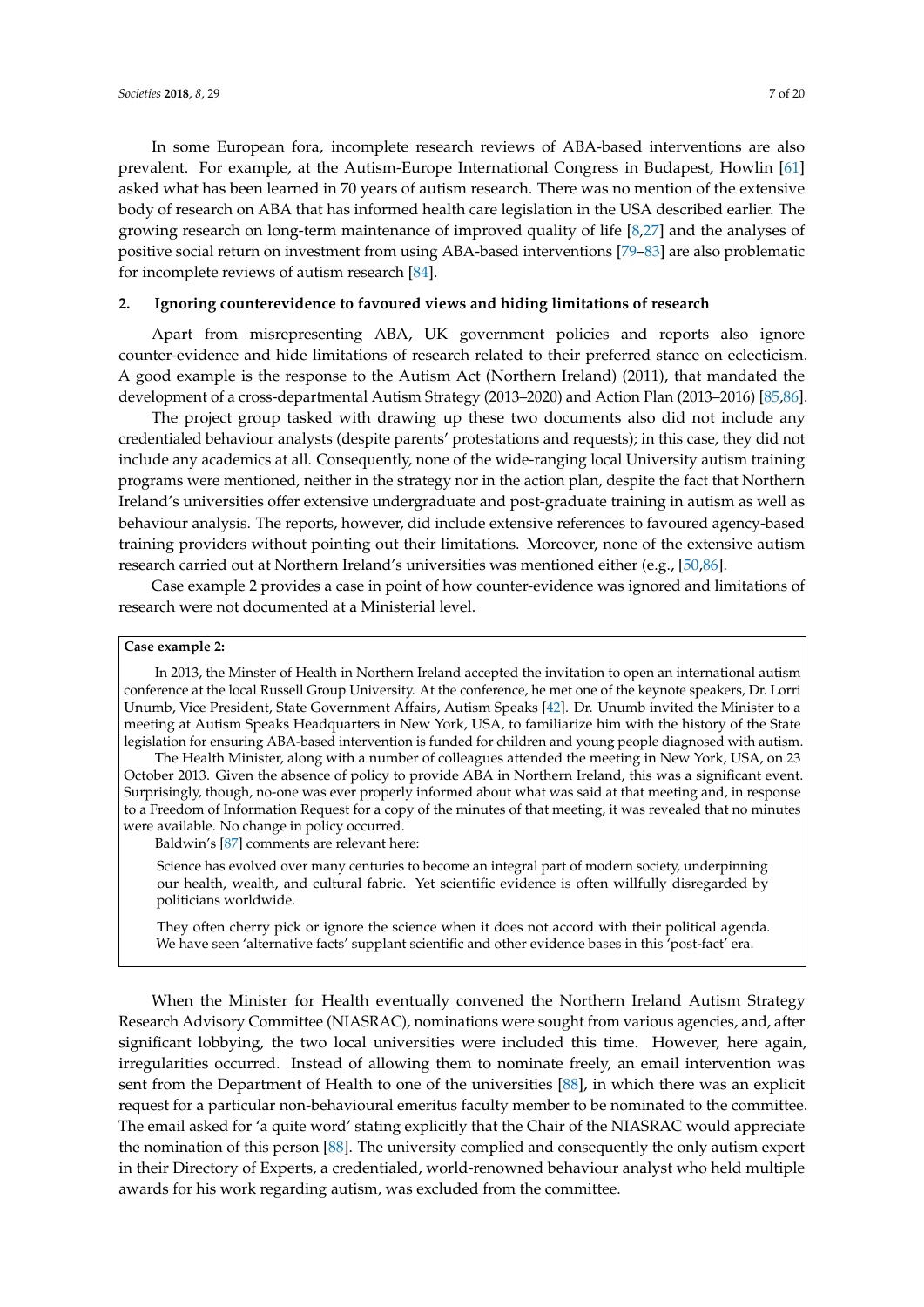In some European fora, incomplete research reviews of ABA-based interventions are also prevalent. For example, at the Autism-Europe International Congress in Budapest, Howlin [61] asked what has been learned in 70 years of autism research. There was no mention of the extensive body of research on ABA that has informed health care legislation in the USA described earlier. The growing research on long-term maintenance of improved quality of life [8,27] and the analyses of positive social return on investment from using ABA-based interventions [79–83] are also problematic for incomplete reviews of autism research [84].

**2. Ignoring counterevidence to favoured views and hiding limitations of research**

Apart from misrepresenting ABA, UK government policies and reports also ignore counter-evidence and hide limitations of research related to their preferred stance on eclecticism. A good example is the response to the Autism Act (Northern Ireland) (2011), that mandated the development of a cross-departmental Autism Strategy (2013–2020) and Action Plan (2013–2016) [85,86].

The project group tasked with drawing up these two documents also did not include any credentialed behaviour analysts (despite parents' protestations and requests); in this case, they did not include any academics at all. Consequently, none of the wide-ranging local University autism training programs were mentioned, neither in the strategy nor in the action plan, despite the fact that Northern Ireland's universities offer extensive undergraduate and post-graduate training in autism as well as behaviour analysis. The reports, however, did include extensive references to favoured agency-based training providers without pointing out their limitations. Moreover, none of the extensive autism research carried out at Northern Ireland's universities was mentioned either (e.g., [50,86].

Case example 2 provides a case in point of how counter-evidence was ignored and limitations of research were not documented at a Ministerial level.

> **Case example 2:**
>
> In 2013, the Minster of Health in Northern Ireland accepted the invitation to open an international autism conference at the local Russell Group University. At the conference, he met one of the keynote speakers, Dr. Lorri Unumb, Vice President, State Government Affairs, Autism Speaks [42]. Dr. Unumb invited the Minister to a meeting at Autism Speaks Headquarters in New York, USA, to familiarize him with the history of the State legislation for ensuring ABA-based intervention is funded for children and young people diagnosed with autism.
>
> The Health Minister, along with a number of colleagues attended the meeting in New York, USA, on 23 October 2013. Given the absence of policy to provide ABA in Northern Ireland, this was a significant event. Surprisingly, though, no-one was ever properly informed about what was said at that meeting and, in response to a Freedom of Information Request for a copy of the minutes of that meeting, it was revealed that no minutes were available. No change in policy occurred.
>
> Baldwin's [87] comments are relevant here:
>
> > Science has evolved over many centuries to become an integral part of modern society, underpinning our health, wealth, and cultural fabric. Yet scientific evidence is often willfully disregarded by politicians worldwide.
> >
> > They often cherry pick or ignore the science when it does not accord with their political agenda. We have seen 'alternative facts' supplant scientific and other evidence bases in this 'post-fact' era.

When the Minister for Health eventually convened the Northern Ireland Autism Strategy Research Advisory Committee (NIASRAC), nominations were sought from various agencies, and, after significant lobbying, the two local universities were included this time. However, here again, irregularities occurred. Instead of allowing them to nominate freely, an email intervention was sent from the Department of Health to one of the universities [88], in which there was an explicit request for a particular non-behavioural emeritus faculty member to be nominated to the committee. The email asked for 'a quite word' stating explicitly that the Chair of the NIASRAC would appreciate the nomination of this person [88]. The university complied and consequently the only autism expert in their Directory of Experts, a credentialed, world-renowned behaviour analyst who held multiple awards for his work regarding autism, was excluded from the committee.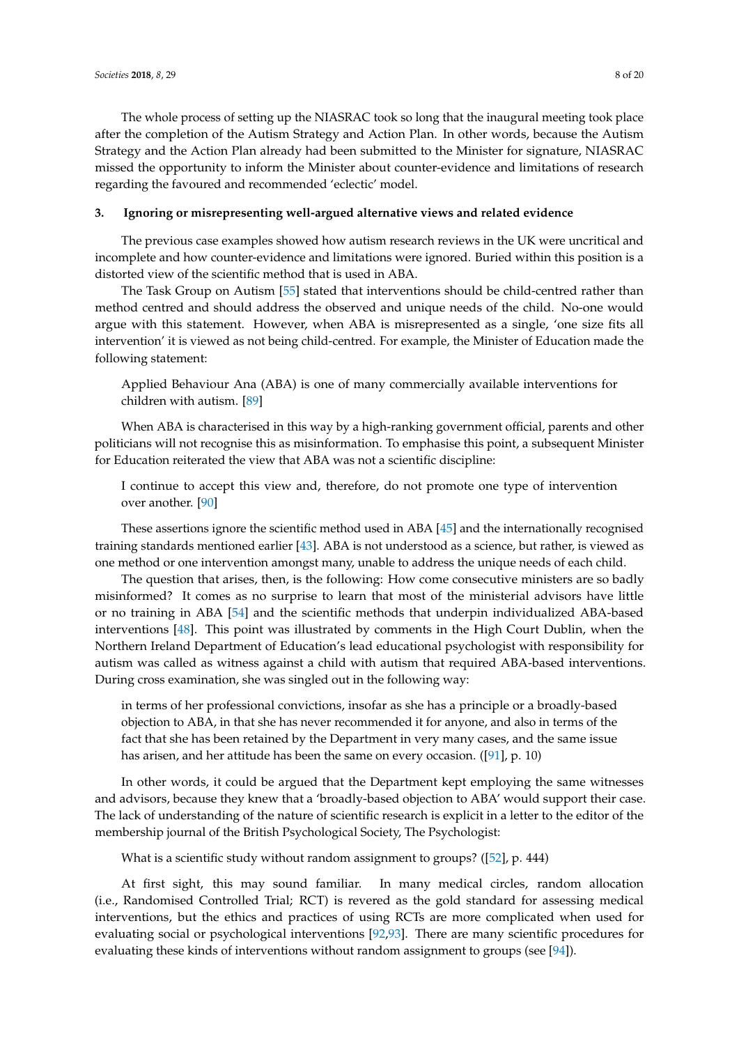The whole process of setting up the NIASRAC took so long that the inaugural meeting took place after the completion of the Autism Strategy and Action Plan. In other words, because the Autism Strategy and the Action Plan already had been submitted to the Minister for signature, NIASRAC missed the opportunity to inform the Minister about counter-evidence and limitations of research regarding the favoured and recommended 'eclectic' model.

## 3. Ignoring or misrepresenting well-argued alternative views and related evidence

The previous case examples showed how autism research reviews in the UK were uncritical and incomplete and how counter-evidence and limitations were ignored. Buried within this position is a distorted view of the scientific method that is used in ABA.

The Task Group on Autism [55] stated that interventions should be child-centred rather than method centred and should address the observed and unique needs of the child. No-one would argue with this statement. However, when ABA is misrepresented as a single, 'one size fits all intervention' it is viewed as not being child-centred. For example, the Minister of Education made the following statement:

> Applied Behaviour Ana (ABA) is one of many commercially available interventions for children with autism. [89]

When ABA is characterised in this way by a high-ranking government official, parents and other politicians will not recognise this as misinformation. To emphasise this point, a subsequent Minister for Education reiterated the view that ABA was not a scientific discipline:

> I continue to accept this view and, therefore, do not promote one type of intervention over another. [90]

These assertions ignore the scientific method used in ABA [45] and the internationally recognised training standards mentioned earlier [43]. ABA is not understood as a science, but rather, is viewed as one method or one intervention amongst many, unable to address the unique needs of each child.

The question that arises, then, is the following: How come consecutive ministers are so badly misinformed? It comes as no surprise to learn that most of the ministerial advisors have little or no training in ABA [54] and the scientific methods that underpin individualized ABA-based interventions [48]. This point was illustrated by comments in the High Court Dublin, when the Northern Ireland Department of Education's lead educational psychologist with responsibility for autism was called as witness against a child with autism that required ABA-based interventions. During cross examination, she was singled out in the following way:

> in terms of her professional convictions, insofar as she has a principle or a broadly-based objection to ABA, in that she has never recommended it for anyone, and also in terms of the fact that she has been retained by the Department in very many cases, and the same issue has arisen, and her attitude has been the same on every occasion. ([91], p. 10)

In other words, it could be argued that the Department kept employing the same witnesses and advisors, because they knew that a 'broadly-based objection to ABA' would support their case. The lack of understanding of the nature of scientific research is explicit in a letter to the editor of the membership journal of the British Psychological Society, The Psychologist:

> What is a scientific study without random assignment to groups? ([52], p. 444)

At first sight, this may sound familiar. In many medical circles, random allocation (i.e., Randomised Controlled Trial; RCT) is revered as the gold standard for assessing medical interventions, but the ethics and practices of using RCTs are more complicated when used for evaluating social or psychological interventions [92,93]. There are many scientific procedures for evaluating these kinds of interventions without random assignment to groups (see [94]).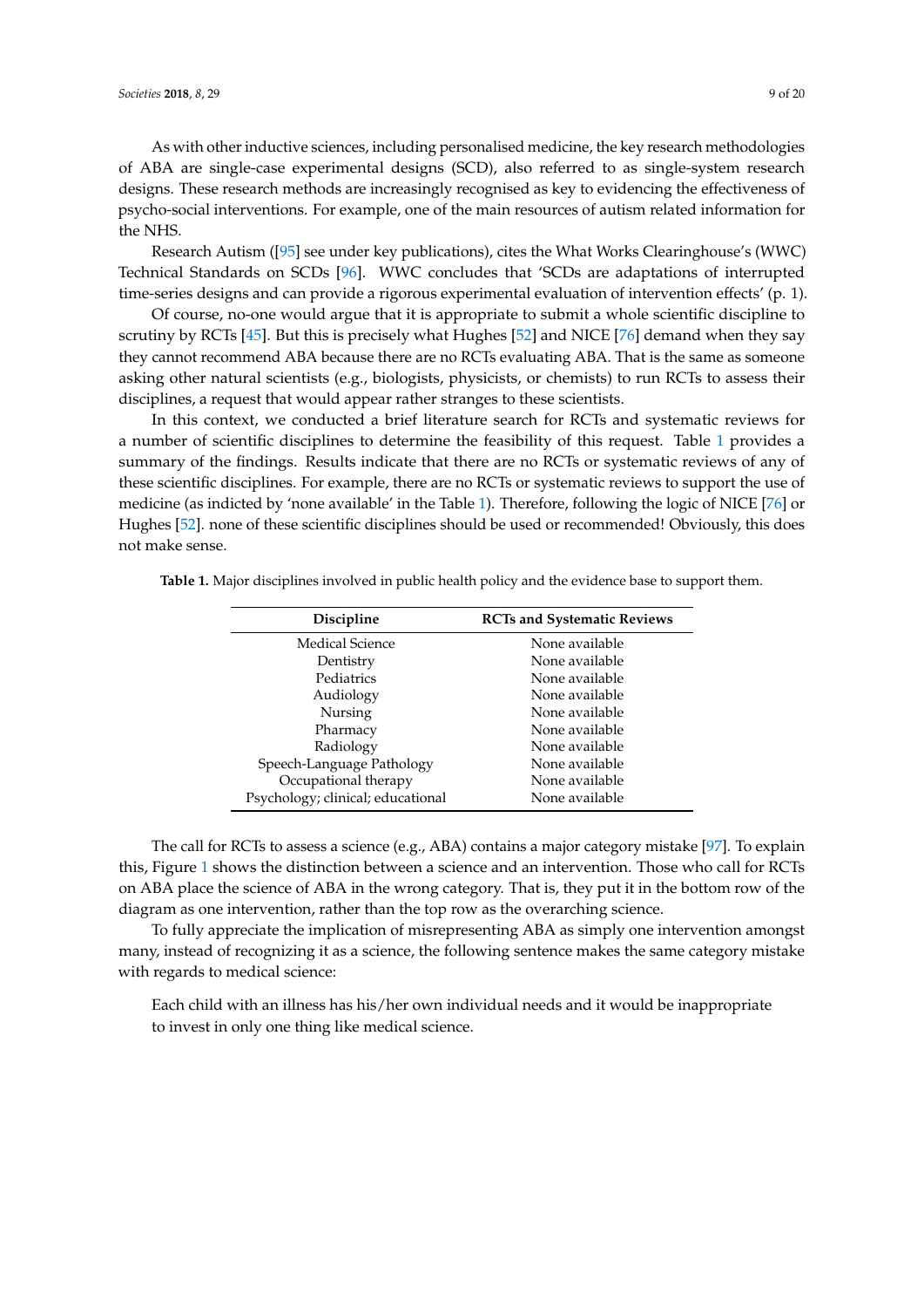As with other inductive sciences, including personalised medicine, the key research methodologies of ABA are single-case experimental designs (SCD), also referred to as single-system research designs. These research methods are increasingly recognised as key to evidencing the effectiveness of psycho-social interventions. For example, one of the main resources of autism related information for the NHS.

Research Autism ([95] see under key publications), cites the What Works Clearinghouse's (WWC) Technical Standards on SCDs [96]. WWC concludes that 'SCDs are adaptations of interrupted time-series designs and can provide a rigorous experimental evaluation of intervention effects' (p. 1).

Of course, no-one would argue that it is appropriate to submit a whole scientific discipline to scrutiny by RCTs [45]. But this is precisely what Hughes [52] and NICE [76] demand when they say they cannot recommend ABA because there are no RCTs evaluating ABA. That is the same as someone asking other natural scientists (e.g., biologists, physicists, or chemists) to run RCTs to assess their disciplines, a request that would appear rather stranges to these scientists.

In this context, we conducted a brief literature search for RCTs and systematic reviews for a number of scientific disciplines to determine the feasibility of this request. Table 1 provides a summary of the findings. Results indicate that there are no RCTs or systematic reviews of any of these scientific disciplines. For example, there are no RCTs or systematic reviews to support the use of medicine (as indicted by 'none available' in the Table 1). Therefore, following the logic of NICE [76] or Hughes [52]. none of these scientific disciplines should be used or recommended! Obviously, this does not make sense.

**Table 1.** Major disciplines involved in public health policy and the evidence base to support them.

| Discipline | RCTs and Systematic Reviews |
| --- | --- |
| Medical Science | None available |
| Dentistry | None available |
| Pediatrics | None available |
| Audiology | None available |
| Nursing | None available |
| Pharmacy | None available |
| Radiology | None available |
| Speech-Language Pathology | None available |
| Occupational therapy | None available |
| Psychology; clinical; educational | None available |

The call for RCTs to assess a science (e.g., ABA) contains a major category mistake [97]. To explain this, Figure 1 shows the distinction between a science and an intervention. Those who call for RCTs on ABA place the science of ABA in the wrong category. That is, they put it in the bottom row of the diagram as one intervention, rather than the top row as the overarching science.

To fully appreciate the implication of misrepresenting ABA as simply one intervention amongst many, instead of recognizing it as a science, the following sentence makes the same category mistake with regards to medical science:

> Each child with an illness has his/her own individual needs and it would be inappropriate to invest in only one thing like medical science.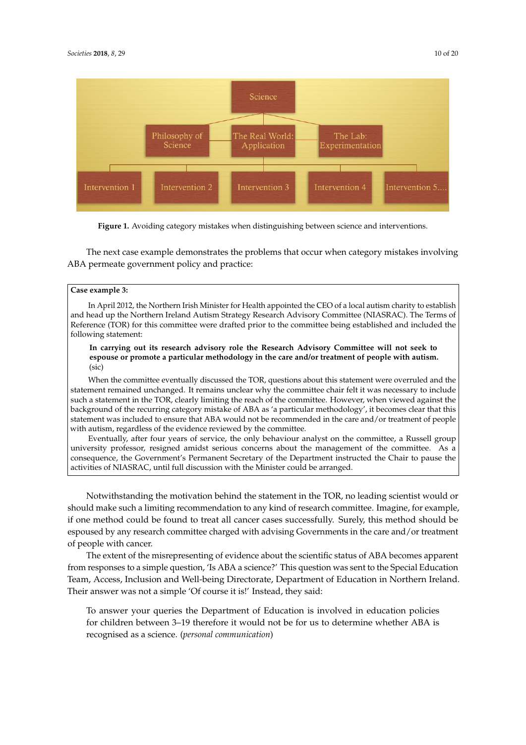Figure 1. Avoiding category mistakes when distinguishing between science and interventions.

The next case example demonstrates the problems that occur when category mistakes involving ABA permeate government policy and practice:

**Case example 3:**

In April 2012, the Northern Irish Minister for Health appointed the CEO of a local autism charity to establish and head up the Northern Ireland Autism Strategy Research Advisory Committee (NIASRAC). The Terms of Reference (TOR) for this committee were drafted prior to the committee being established and included the following statement:

> **In carrying out its research advisory role the Research Advisory Committee will not seek to espouse or promote a particular methodology in the care and/or treatment of people with autism.** (sic)

When the committee eventually discussed the TOR, questions about this statement were overruled and the statement remained unchanged. It remains unclear why the committee chair felt it was necessary to include such a statement in the TOR, clearly limiting the reach of the committee. However, when viewed against the background of the recurring category mistake of ABA as 'a particular methodology', it becomes clear that this statement was included to ensure that ABA would not be recommended in the care and/or treatment of people with autism, regardless of the evidence reviewed by the committee.

Eventually, after four years of service, the only behaviour analyst on the committee, a Russell group university professor, resigned amidst serious concerns about the management of the committee. As a consequence, the Government's Permanent Secretary of the Department instructed the Chair to pause the activities of NIASRAC, until full discussion with the Minister could be arranged.

Notwithstanding the motivation behind the statement in the TOR, no leading scientist would or should make such a limiting recommendation to any kind of research committee. Imagine, for example, if one method could be found to treat all cancer cases successfully. Surely, this method should be espoused by any research committee charged with advising Governments in the care and/or treatment of people with cancer.

The extent of the misrepresenting of evidence about the scientific status of ABA becomes apparent from responses to a simple question, 'Is ABA a science?' This question was sent to the Special Education Team, Access, Inclusion and Well-being Directorate, Department of Education in Northern Ireland. Their answer was not a simple 'Of course it is!' Instead, they said:

> To answer your queries the Department of Education is involved in education policies for children between 3–19 therefore it would not be for us to determine whether ABA is recognised as a science. (*personal communication*)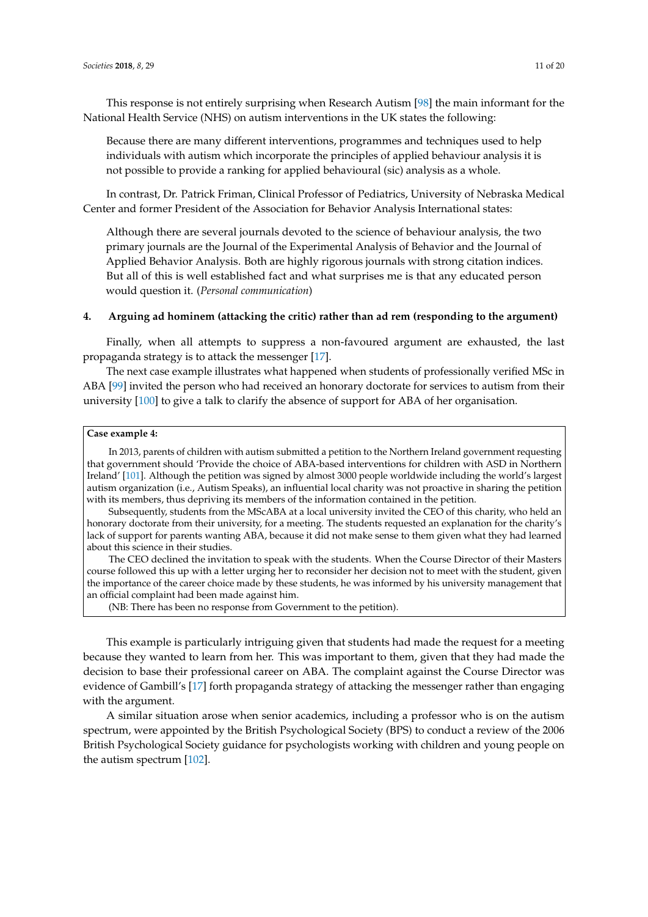This response is not entirely surprising when Research Autism [98] the main informant for the National Health Service (NHS) on autism interventions in the UK states the following:

> Because there are many different interventions, programmes and techniques used to help individuals with autism which incorporate the principles of applied behaviour analysis it is not possible to provide a ranking for applied behavioural (sic) analysis as a whole.

In contrast, Dr. Patrick Friman, Clinical Professor of Pediatrics, University of Nebraska Medical Center and former President of the Association for Behavior Analysis International states:

> Although there are several journals devoted to the science of behaviour analysis, the two primary journals are the Journal of the Experimental Analysis of Behavior and the Journal of Applied Behavior Analysis. Both are highly rigorous journals with strong citation indices. But all of this is well established fact and what surprises me is that any educated person would question it. (*Personal communication*)

**4. Arguing ad hominem (attacking the critic) rather than ad rem (responding to the argument)**

Finally, when all attempts to suppress a non-favoured argument are exhausted, the last propaganda strategy is to attack the messenger [17].

The next case example illustrates what happened when students of professionally verified MSc in ABA [99] invited the person who had received an honorary doctorate for services to autism from their university [100] to give a talk to clarify the absence of support for ABA of her organisation.

> **Case example 4:**
>
> In 2013, parents of children with autism submitted a petition to the Northern Ireland government requesting that government should 'Provide the choice of ABA-based interventions for children with ASD in Northern Ireland' [101]. Although the petition was signed by almost 3000 people worldwide including the world's largest autism organization (i.e., Autism Speaks), an influential local charity was not proactive in sharing the petition with its members, thus depriving its members of the information contained in the petition.
>
> Subsequently, students from the MScABA at a local university invited the CEO of this charity, who held an honorary doctorate from their university, for a meeting. The students requested an explanation for the charity's lack of support for parents wanting ABA, because it did not make sense to them given what they had learned about this science in their studies.
>
> The CEO declined the invitation to speak with the students. When the Course Director of their Masters course followed this up with a letter urging her to reconsider her decision not to meet with the student, given the importance of the career choice made by these students, he was informed by his university management that an official complaint had been made against him.
>
> (NB: There has been no response from Government to the petition).

This example is particularly intriguing given that students had made the request for a meeting because they wanted to learn from her. This was important to them, given that they had made the decision to base their professional career on ABA. The complaint against the Course Director was evidence of Gambill's [17] forth propaganda strategy of attacking the messenger rather than engaging with the argument.

A similar situation arose when senior academics, including a professor who is on the autism spectrum, were appointed by the British Psychological Society (BPS) to conduct a review of the 2006 British Psychological Society guidance for psychologists working with children and young people on the autism spectrum [102].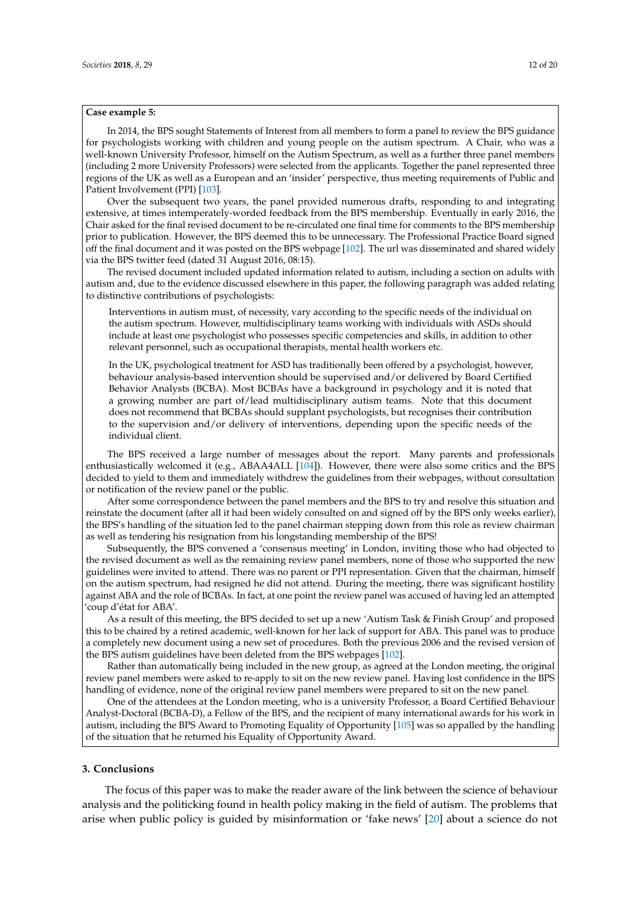**Case example 5:**

In 2014, the BPS sought Statements of Interest from all members to form a panel to review the BPS guidance for psychologists working with children and young people on the autism spectrum. A Chair, who was a well-known University Professor, himself on the Autism Spectrum, as well as a further three panel members (including 2 more University Professors) were selected from the applicants. Together the panel represented three regions of the UK as well as a European and an 'insider' perspective, thus meeting requirements of Public and Patient Involvement (PPI) [103].

Over the subsequent two years, the panel provided numerous drafts, responding to and integrating extensive, at times intemperately-worded feedback from the BPS membership. Eventually in early 2016, the Chair asked for the final revised document to be re-circulated one final time for comments to the BPS membership prior to publication. However, the BPS deemed this to be unnecessary. The Professional Practice Board signed off the final document and it was posted on the BPS webpage [102]. The url was disseminated and shared widely via the BPS twitter feed (dated 31 August 2016, 08:15).

The revised document included updated information related to autism, including a section on adults with autism and, due to the evidence discussed elsewhere in this paper, the following paragraph was added relating to distinctive contributions of psychologists:

> Interventions in autism must, of necessity, vary according to the specific needs of the individual on the autism spectrum. However, multidisciplinary teams working with individuals with ASDs should include at least one psychologist who possesses specific competencies and skills, in addition to other relevant personnel, such as occupational therapists, mental health workers etc.
>
> In the UK, psychological treatment for ASD has traditionally been offered by a psychologist, however, behaviour analysis-based intervention should be supervised and/or delivered by Board Certified Behavior Analysts (BCBA). Most BCBAs have a background in psychology and it is noted that a growing number are part of/lead multidisciplinary autism teams. Note that this document does not recommend that BCBAs should supplant psychologists, but recognises their contribution to the supervision and/or delivery of interventions, depending upon the specific needs of the individual client.

The BPS received a large number of messages about the report. Many parents and professionals enthusiastically welcomed it (e.g., ABAA4ALL [104]). However, there were also some critics and the BPS decided to yield to them and immediately withdrew the guidelines from their webpages, without consultation or notification of the review panel or the public.

After some correspondence between the panel members and the BPS to try and resolve this situation and reinstate the document (after all it had been widely consulted on and signed off by the BPS only weeks earlier), the BPS's handling of the situation led to the panel chairman stepping down from this role as review chairman as well as tendering his resignation from his longstanding membership of the BPS!

Subsequently, the BPS convened a 'consensus meeting' in London, inviting those who had objected to the revised document as well as the remaining review panel members, none of those who supported the new guidelines were invited to attend. There was no parent or PPI representation. Given that the chairman, himself on the autism spectrum, had resigned he did not attend. During the meeting, there was significant hostility against ABA and the role of BCBAs. In fact, at one point the review panel was accused of having led an attempted 'coup d'état for ABA'.

As a result of this meeting, the BPS decided to set up a new 'Autism Task & Finish Group' and proposed this to be chaired by a retired academic, well-known for her lack of support for ABA. This panel was to produce a completely new document using a new set of procedures. Both the previous 2006 and the revised version of the BPS autism guidelines have been deleted from the BPS webpages [102].

Rather than automatically being included in the new group, as agreed at the London meeting, the original review panel members were asked to re-apply to sit on the new review panel. Having lost confidence in the BPS handling of evidence, none of the original review panel members were prepared to sit on the new panel.

One of the attendees at the London meeting, who is a university Professor, a Board Certified Behaviour Analyst-Doctoral (BCBA-D), a Fellow of the BPS, and the recipient of many international awards for his work in autism, including the BPS Award to Promoting Equality of Opportunity [105] was so appalled by the handling of the situation that he returned his Equality of Opportunity Award.

## 3. Conclusions

The focus of this paper was to make the reader aware of the link between the science of behaviour analysis and the politicking found in health policy making in the field of autism. The problems that arise when public policy is guided by misinformation or 'fake news' [20] about a science do not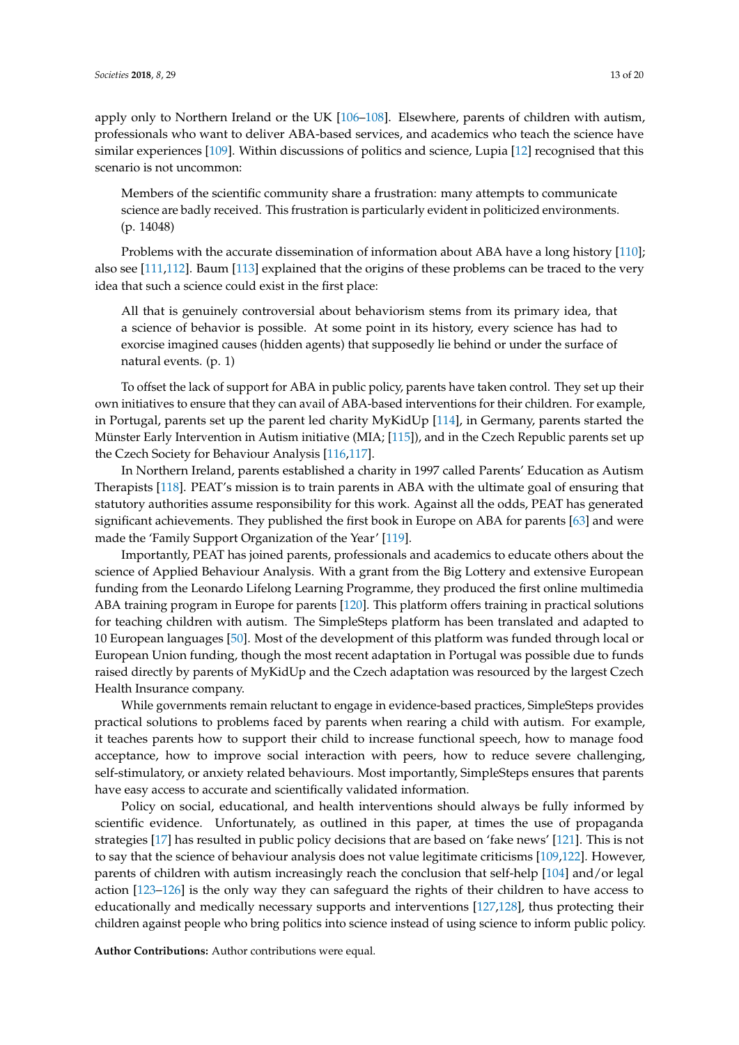apply only to Northern Ireland or the UK [106–108]. Elsewhere, parents of children with autism, professionals who want to deliver ABA-based services, and academics who teach the science have similar experiences [109]. Within discussions of politics and science, Lupia [12] recognised that this scenario is not uncommon:

> Members of the scientific community share a frustration: many attempts to communicate science are badly received. This frustration is particularly evident in politicized environments. (p. 14048)

Problems with the accurate dissemination of information about ABA have a long history [110]; also see [111,112]. Baum [113] explained that the origins of these problems can be traced to the very idea that such a science could exist in the first place:

> All that is genuinely controversial about behaviorism stems from its primary idea, that a science of behavior is possible. At some point in its history, every science has had to exorcise imagined causes (hidden agents) that supposedly lie behind or under the surface of natural events. (p. 1)

To offset the lack of support for ABA in public policy, parents have taken control. They set up their own initiatives to ensure that they can avail of ABA-based interventions for their children. For example, in Portugal, parents set up the parent led charity MyKidUp [114], in Germany, parents started the Münster Early Intervention in Autism initiative (MIA; [115]), and in the Czech Republic parents set up the Czech Society for Behaviour Analysis [116,117].

In Northern Ireland, parents established a charity in 1997 called Parents' Education as Autism Therapists [118]. PEAT's mission is to train parents in ABA with the ultimate goal of ensuring that statutory authorities assume responsibility for this work. Against all the odds, PEAT has generated significant achievements. They published the first book in Europe on ABA for parents [63] and were made the 'Family Support Organization of the Year' [119].

Importantly, PEAT has joined parents, professionals and academics to educate others about the science of Applied Behaviour Analysis. With a grant from the Big Lottery and extensive European funding from the Leonardo Lifelong Learning Programme, they produced the first online multimedia ABA training program in Europe for parents [120]. This platform offers training in practical solutions for teaching children with autism. The SimpleSteps platform has been translated and adapted to 10 European languages [50]. Most of the development of this platform was funded through local or European Union funding, though the most recent adaptation in Portugal was possible due to funds raised directly by parents of MyKidUp and the Czech adaptation was resourced by the largest Czech Health Insurance company.

While governments remain reluctant to engage in evidence-based practices, SimpleSteps provides practical solutions to problems faced by parents when rearing a child with autism. For example, it teaches parents how to support their child to increase functional speech, how to manage food acceptance, how to improve social interaction with peers, how to reduce severe challenging, self-stimulatory, or anxiety related behaviours. Most importantly, SimpleSteps ensures that parents have easy access to accurate and scientifically validated information.

Policy on social, educational, and health interventions should always be fully informed by scientific evidence. Unfortunately, as outlined in this paper, at times the use of propaganda strategies [17] has resulted in public policy decisions that are based on 'fake news' [121]. This is not to say that the science of behaviour analysis does not value legitimate criticisms [109,122]. However, parents of children with autism increasingly reach the conclusion that self-help [104] and/or legal action [123–126] is the only way they can safeguard the rights of their children to have access to educationally and medically necessary supports and interventions [127,128], thus protecting their children against people who bring politics into science instead of using science to inform public policy.

**Author Contributions:** Author contributions were equal.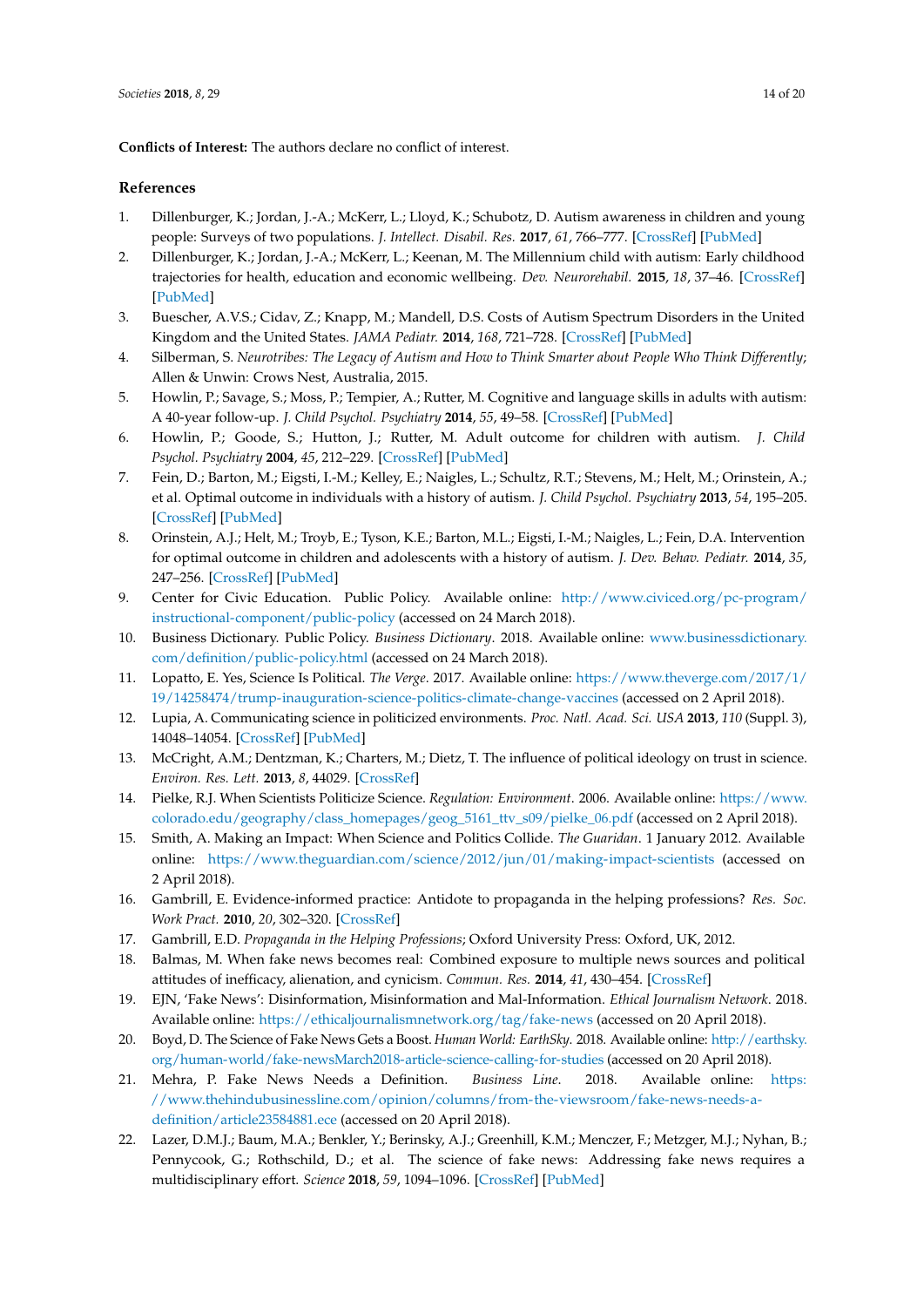**Conflicts of Interest:** The authors declare no conflict of interest.

## References

1. Dillenburger, K.; Jordan, J.-A.; McKerr, L.; Lloyd, K.; Schubotz, D. Autism awareness in children and young people: Surveys of two populations. *J. Intellect. Disabil. Res.* **2017**, *61*, 766–777. [CrossRef] [PubMed]
2. Dillenburger, K.; Jordan, J.-A.; McKerr, L.; Keenan, M. The Millennium child with autism: Early childhood trajectories for health, education and economic wellbeing. *Dev. Neurorehabil.* **2015**, *18*, 37–46. [CrossRef] [PubMed]
3. Buescher, A.V.S.; Cidav, Z.; Knapp, M.; Mandell, D.S. Costs of Autism Spectrum Disorders in the United Kingdom and the United States. *JAMA Pediatr.* **2014**, *168*, 721–728. [CrossRef] [PubMed]
4. Silberman, S. *Neurotribes: The Legacy of Autism and How to Think Smarter about People Who Think Differently*; Allen & Unwin: Crows Nest, Australia, 2015.
5. Howlin, P.; Savage, S.; Moss, P.; Tempier, A.; Rutter, M. Cognitive and language skills in adults with autism: A 40-year follow-up. *J. Child Psychol. Psychiatry* **2014**, *55*, 49–58. [CrossRef] [PubMed]
6. Howlin, P.; Goode, S.; Hutton, J.; Rutter, M. Adult outcome for children with autism. *J. Child Psychol. Psychiatry* **2004**, *45*, 212–229. [CrossRef] [PubMed]
7. Fein, D.; Barton, M.; Eigsti, I.-M.; Kelley, E.; Naigles, L.; Schultz, R.T.; Stevens, M.; Helt, M.; Orinstein, A.; et al. Optimal outcome in individuals with a history of autism. *J. Child Psychol. Psychiatry* **2013**, *54*, 195–205. [CrossRef] [PubMed]
8. Orinstein, A.J.; Helt, M.; Troyb, E.; Tyson, K.E.; Barton, M.L.; Eigsti, I.-M.; Naigles, L.; Fein, D.A. Intervention for optimal outcome in children and adolescents with a history of autism. *J. Dev. Behav. Pediatr.* **2014**, *35*, 247–256. [CrossRef] [PubMed]
9. Center for Civic Education. Public Policy. Available online: http://www.civiced.org/pc-program/instructional-component/public-policy (accessed on 24 March 2018).
10. Business Dictionary. Public Policy. *Business Dictionary*. 2018. Available online: www.businessdictionary.com/definition/public-policy.html (accessed on 24 March 2018).
11. Lopatto, E. Yes, Science Is Political. *The Verge*. 2017. Available online: https://www.theverge.com/2017/1/19/14258474/trump-inauguration-science-politics-climate-change-vaccines (accessed on 2 April 2018).
12. Lupia, A. Communicating science in politicized environments. *Proc. Natl. Acad. Sci. USA* **2013**, *110* (Suppl. 3), 14048–14054. [CrossRef] [PubMed]
13. McCright, A.M.; Dentzman, K.; Charters, M.; Dietz, T. The influence of political ideology on trust in science. *Environ. Res. Lett.* **2013**, *8*, 44029. [CrossRef]
14. Pielke, R.J. When Scientists Politicize Science. *Regulation: Environment*. 2006. Available online: https://www.colorado.edu/geography/class_homepages/geog_5161_ttv_s09/pielke_06.pdf (accessed on 2 April 2018).
15. Smith, A. Making an Impact: When Science and Politics Collide. *The Guaridan*. 1 January 2012. Available online: https://www.theguardian.com/science/2012/jun/01/making-impact-scientists (accessed on 2 April 2018).
16. Gambrill, E. Evidence-informed practice: Antidote to propaganda in the helping professions? *Res. Soc. Work Pract.* **2010**, *20*, 302–320. [CrossRef]
17. Gambrill, E.D. *Propaganda in the Helping Professions*; Oxford University Press: Oxford, UK, 2012.
18. Balmas, M. When fake news becomes real: Combined exposure to multiple news sources and political attitudes of inefficacy, alienation, and cynicism. *Commun. Res.* **2014**, *41*, 430–454. [CrossRef]
19. EJN, 'Fake News': Disinformation, Misinformation and Mal-Information. *Ethical Journalism Network*. 2018. Available online: https://ethicaljournalismnetwork.org/tag/fake-news (accessed on 20 April 2018).
20. Boyd, D. The Science of Fake News Gets a Boost. *Human World: EarthSky*. 2018. Available online: http://earthsky.org/human-world/fake-newsMarch2018-article-science-calling-for-studies (accessed on 20 April 2018).
21. Mehra, P. Fake News Needs a Definition. *Business Line*. 2018. Available online: https://www.thehindubusinessline.com/opinion/columns/from-the-viewsroom/fake-news-needs-a-definition/article23584881.ece (accessed on 20 April 2018).
22. Lazer, D.M.J.; Baum, M.A.; Benkler, Y.; Berinsky, A.J.; Greenhill, K.M.; Menczer, F.; Metzger, M.J.; Nyhan, B.; Pennycook, G.; Rothschild, D.; et al. The science of fake news: Addressing fake news requires a multidisciplinary effort. *Science* **2018**, *59*, 1094–1096. [CrossRef] [PubMed]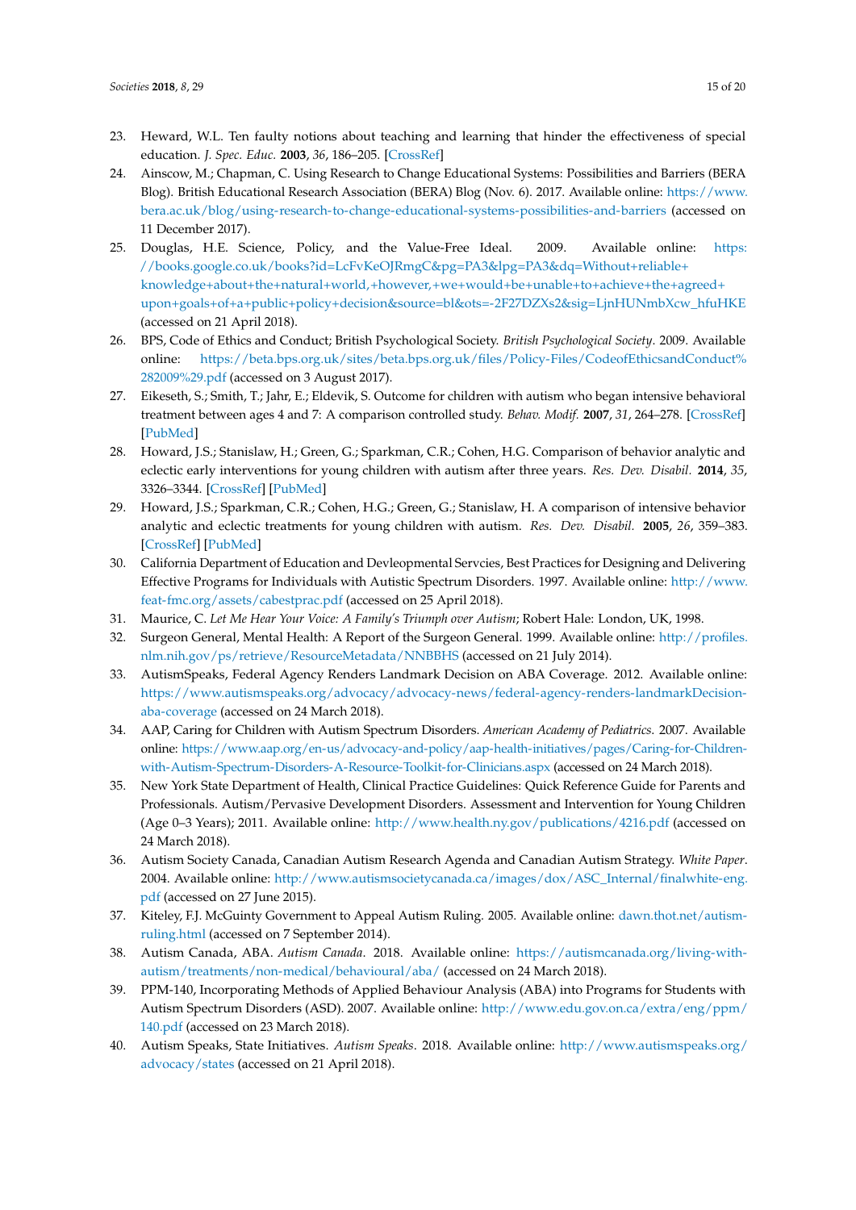23. Heward, W.L. Ten faulty notions about teaching and learning that hinder the effectiveness of special education. *J. Spec. Educ.* **2003**, *36*, 186–205. [CrossRef]
24. Ainscow, M.; Chapman, C. Using Research to Change Educational Systems: Possibilities and Barriers (BERA Blog). British Educational Research Association (BERA) Blog (Nov. 6). 2017. Available online: https://www.bera.ac.uk/blog/using-research-to-change-educational-systems-possibilities-and-barriers (accessed on 11 December 2017).
25. Douglas, H.E. Science, Policy, and the Value-Free Ideal. 2009. Available online: https://books.google.co.uk/books?id=LcFvKeOJRmgC&pg=PA3&lpg=PA3&dq=Without+reliable+knowledge+about+the+natural+world,+however,+we+would+be+unable+to+achieve+the+agreed+upon+goals+of+a+public+policy+decision&source=bl&ots=-2F27DZXs2&sig=LjnHUNmbXcw_hfuHKE (accessed on 21 April 2018).
26. BPS, Code of Ethics and Conduct; British Psychological Society. *British Psychological Society*. 2009. Available online: https://beta.bps.org.uk/sites/beta.bps.org.uk/files/Policy-Files/CodeofEthicsandConduct%282009%29.pdf (accessed on 3 August 2017).
27. Eikeseth, S.; Smith, T.; Jahr, E.; Eldevik, S. Outcome for children with autism who began intensive behavioral treatment between ages 4 and 7: A comparison controlled study. *Behav. Modif.* **2007**, *31*, 264–278. [CrossRef] [PubMed]
28. Howard, J.S.; Stanislaw, H.; Green, G.; Sparkman, C.R.; Cohen, H.G. Comparison of behavior analytic and eclectic early interventions for young children with autism after three years. *Res. Dev. Disabil.* **2014**, *35*, 3326–3344. [CrossRef] [PubMed]
29. Howard, J.S.; Sparkman, C.R.; Cohen, H.G.; Green, G.; Stanislaw, H. A comparison of intensive behavior analytic and eclectic treatments for young children with autism. *Res. Dev. Disabil.* **2005**, *26*, 359–383. [CrossRef] [PubMed]
30. California Department of Education and Devleopmental Servcies, Best Practices for Designing and Delivering Effective Programs for Individuals with Autistic Spectrum Disorders. 1997. Available online: http://www.feat-fmc.org/assets/cabestprac.pdf (accessed on 25 April 2018).
31. Maurice, C. *Let Me Hear Your Voice: A Family's Triumph over Autism*; Robert Hale: London, UK, 1998.
32. Surgeon General, Mental Health: A Report of the Surgeon General. 1999. Available online: http://profiles.nlm.nih.gov/ps/retrieve/ResourceMetadata/NNBBHS (accessed on 21 July 2014).
33. AutismSpeaks, Federal Agency Renders Landmark Decision on ABA Coverage. 2012. Available online: https://www.autismspeaks.org/advocacy/advocacy-news/federal-agency-renders-landmarkDecision-aba-coverage (accessed on 24 March 2018).
34. AAP, Caring for Children with Autism Spectrum Disorders. *American Academy of Pediatrics*. 2007. Available online: https://www.aap.org/en-us/advocacy-and-policy/aap-health-initiatives/pages/Caring-for-Children-with-Autism-Spectrum-Disorders-A-Resource-Toolkit-for-Clinicians.aspx (accessed on 24 March 2018).
35. New York State Department of Health, Clinical Practice Guidelines: Quick Reference Guide for Parents and Professionals. Autism/Pervasive Development Disorders. Assessment and Intervention for Young Children (Age 0–3 Years); 2011. Available online: http://www.health.ny.gov/publications/4216.pdf (accessed on 24 March 2018).
36. Autism Society Canada, Canadian Autism Research Agenda and Canadian Autism Strategy. *White Paper*. 2004. Available online: http://www.autismsocietycanada.ca/images/dox/ASC_Internal/finalwhite-eng.pdf (accessed on 27 June 2015).
37. Kiteley, F.J. McGuinty Government to Appeal Autism Ruling. 2005. Available online: dawn.thot.net/autism-ruling.html (accessed on 7 September 2014).
38. Autism Canada, ABA. *Autism Canada*. 2018. Available online: https://autismcanada.org/living-with-autism/treatments/non-medical/behavioural/aba/ (accessed on 24 March 2018).
39. PPM-140, Incorporating Methods of Applied Behaviour Analysis (ABA) into Programs for Students with Autism Spectrum Disorders (ASD). 2007. Available online: http://www.edu.gov.on.ca/extra/eng/ppm/140.pdf (accessed on 23 March 2018).
40. Autism Speaks, State Initiatives. *Autism Speaks*. 2018. Available online: http://www.autismspeaks.org/advocacy/states (accessed on 21 April 2018).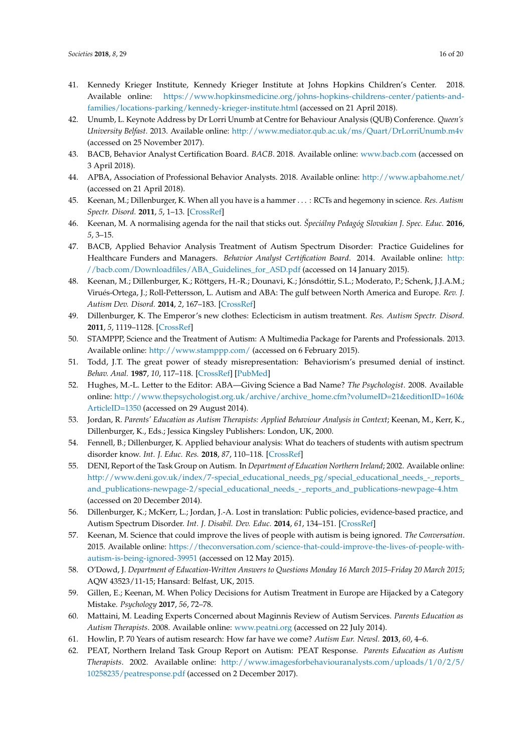41. Kennedy Krieger Institute, Kennedy Krieger Institute at Johns Hopkins Children's Center. 2018. Available online: https://www.hopkinsmedicine.org/johns-hopkins-childrens-center/patients-and-families/locations-parking/kennedy-krieger-institute.html (accessed on 21 April 2018).
42. Unumb, L. Keynote Address by Dr Lorri Unumb at Centre for Behaviour Analysis (QUB) Conference. *Queen's University Belfast*. 2013. Available online: http://www.mediator.qub.ac.uk/ms/Quart/DrLorriUnumb.m4v (accessed on 25 November 2017).
43. BACB, Behavior Analyst Certification Board. *BACB*. 2018. Available online: www.bacb.com (accessed on 3 April 2018).
44. APBA, Association of Professional Behavior Analysts. 2018. Available online: http://www.apbahome.net/ (accessed on 21 April 2018).
45. Keenan, M.; Dillenburger, K. When all you have is a hammer . . . : RCTs and hegemony in science. *Res. Autism Spectr. Disord.* **2011**, *5*, 1–13. [CrossRef]
46. Keenan, M. A normalising agenda for the nail that sticks out. *Špeciálny Pedagóg Slovakian J. Spec. Educ.* **2016**, *5*, 3–15.
47. BACB, Applied Behavior Analysis Treatment of Autism Spectrum Disorder: Practice Guidelines for Healthcare Funders and Managers. *Behavior Analyst Certification Board*. 2014. Available online: http://bacb.com/Downloadfiles/ABA_Guidelines_for_ASD.pdf (accessed on 14 January 2015).
48. Keenan, M.; Dillenburger, K.; Röttgers, H.-R.; Dounavi, K.; Jónsdóttir, S.L.; Moderato, P.; Schenk, J.J.A.M.; Virués-Ortega, J.; Roll-Pettersson, L. Autism and ABA: The gulf between North America and Europe. *Rev. J. Autism Dev. Disord.* **2014**, *2*, 167–183. [CrossRef]
49. Dillenburger, K. The Emperor's new clothes: Eclecticism in autism treatment. *Res. Autism Spectr. Disord.* **2011**, *5*, 1119–1128. [CrossRef]
50. STAMPPP, Science and the Treatment of Autism: A Multimedia Package for Parents and Professionals. 2013. Available online: http://www.stamppp.com/ (accessed on 6 February 2015).
51. Todd, J.T. The great power of steady misrepresentation: Behaviorism's presumed denial of instinct. *Behav. Anal.* **1987**, *10*, 117–118. [CrossRef] [PubMed]
52. Hughes, M.-L. Letter to the Editor: ABA—Giving Science a Bad Name? *The Psychologist*. 2008. Available online: http://www.thepsychologist.org.uk/archive/archive_home.cfm?volumeID=21&editionID=160&ArticleID=1350 (accessed on 29 August 2014).
53. Jordan, R. *Parents' Education as Autism Therapists: Applied Behaviour Analysis in Context*; Keenan, M., Kerr, K., Dillenburger, K., Eds.; Jessica Kingsley Publishers: London, UK, 2000.
54. Fennell, B.; Dillenburger, K. Applied behaviour analysis: What do teachers of students with autism spectrum disorder know. *Int. J. Educ. Res.* **2018**, *87*, 110–118. [CrossRef]
55. DENI, Report of the Task Group on Autism. In *Department of Education Northern Ireland*; 2002. Available online: http://www.deni.gov.uk/index/7-special_educational_needs_pg/special_educational_needs_-_reports_and_publications-newpage-2/special_educational_needs_-_reports_and_publications-newpage-4.htm (accessed on 20 December 2014).
56. Dillenburger, K.; McKerr, L.; Jordan, J.-A. Lost in translation: Public policies, evidence-based practice, and Autism Spectrum Disorder. *Int. J. Disabil. Dev. Educ.* **2014**, *61*, 134–151. [CrossRef]
57. Keenan, M. Science that could improve the lives of people with autism is being ignored. *The Conversation*. 2015. Available online: https://theconversation.com/science-that-could-improve-the-lives-of-people-with-autism-is-being-ignored-39951 (accessed on 12 May 2015).
58. O'Dowd, J. *Department of Education-Written Answers to Questions Monday 16 March 2015–Friday 20 March 2015*; AQW 43523/11-15; Hansard: Belfast, UK, 2015.
59. Gillen, E.; Keenan, M. When Policy Decisions for Autism Treatment in Europe are Hijacked by a Category Mistake. *Psychology* **2017**, *56*, 72–78.
60. Mattaini, M. Leading Experts Concerned about Maginnis Review of Autism Services. *Parents Education as Autism Therapists*. 2008. Available online: www.peatni.org (accessed on 22 July 2014).
61. Howlin, P. 70 Years of autism research: How far have we come? *Autism Eur. Newsl.* **2013**, *60*, 4–6.
62. PEAT, Northern Ireland Task Group Report on Autism: PEAT Response. *Parents Education as Autism Therapists*. 2002. Available online: http://www.imagesforbehaviouranalysts.com/uploads/1/0/2/5/10258235/peatresponse.pdf (accessed on 2 December 2017).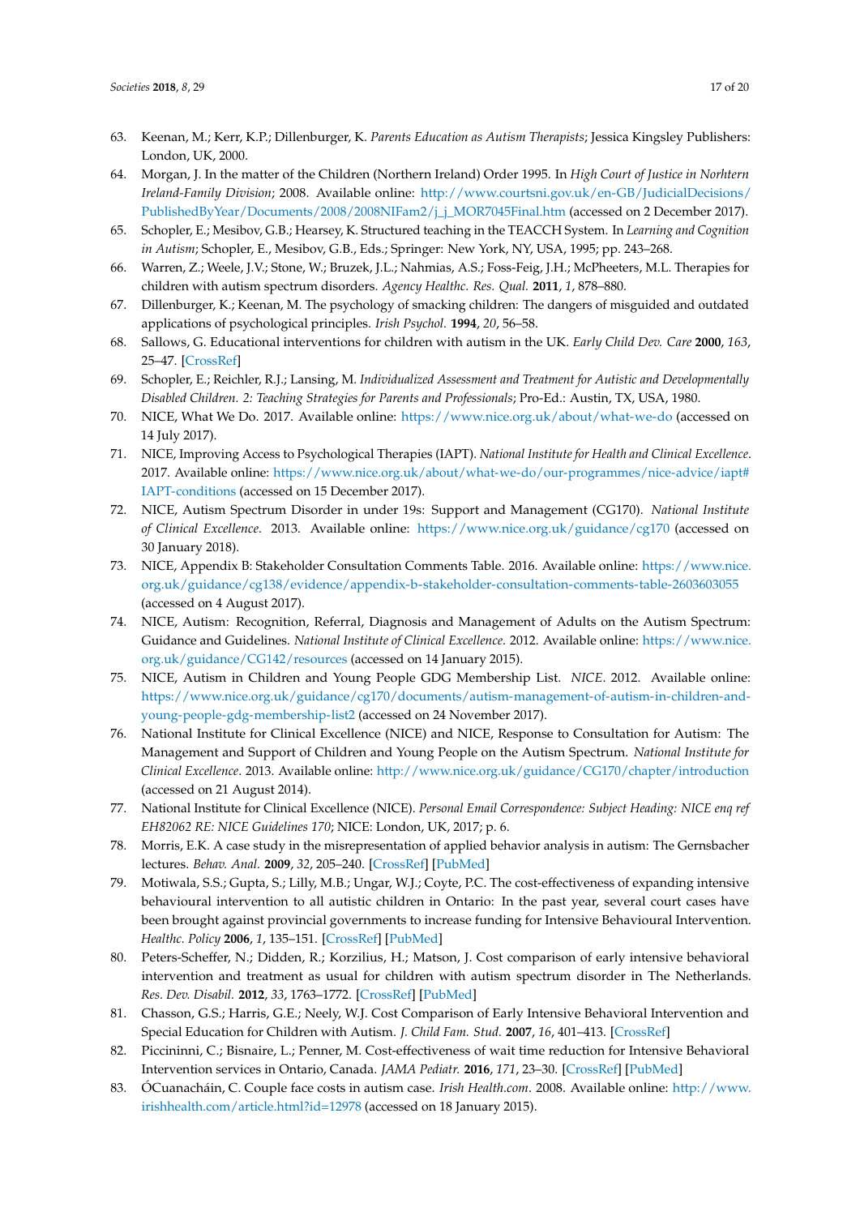63. Keenan, M.; Kerr, K.P.; Dillenburger, K. *Parents Education as Autism Therapists*; Jessica Kingsley Publishers: London, UK, 2000.
64. Morgan, J. In the matter of the Children (Northern Ireland) Order 1995. In *High Court of Justice in Norhtern Ireland-Family Division*; 2008. Available online: http://www.courtsni.gov.uk/en-GB/JudicialDecisions/PublishedByYear/Documents/2008/2008NIFam2/j_j_MOR7045Final.htm (accessed on 2 December 2017).
65. Schopler, E.; Mesibov, G.B.; Hearsey, K. Structured teaching in the TEACCH System. In *Learning and Cognition in Autism*; Schopler, E., Mesibov, G.B., Eds.; Springer: New York, NY, USA, 1995; pp. 243–268.
66. Warren, Z.; Weele, J.V.; Stone, W.; Bruzek, J.L.; Nahmias, A.S.; Foss-Feig, J.H.; McPheeters, M.L. Therapies for children with autism spectrum disorders. *Agency Healthc. Res. Qual.* **2011**, *1*, 878–880.
67. Dillenburger, K.; Keenan, M. The psychology of smacking children: The dangers of misguided and outdated applications of psychological principles. *Irish Psychol.* **1994**, *20*, 56–58.
68. Sallows, G. Educational interventions for children with autism in the UK. *Early Child Dev. Care* **2000**, *163*, 25–47. [CrossRef]
69. Schopler, E.; Reichler, R.J.; Lansing, M. *Individualized Assessment and Treatment for Autistic and Developmentally Disabled Children. 2: Teaching Strategies for Parents and Professionals*; Pro-Ed.: Austin, TX, USA, 1980.
70. NICE, What We Do. 2017. Available online: https://www.nice.org.uk/about/what-we-do (accessed on 14 July 2017).
71. NICE, Improving Access to Psychological Therapies (IAPT). *National Institute for Health and Clinical Excellence*. 2017. Available online: https://www.nice.org.uk/about/what-we-do/our-programmes/nice-advice/iapt#IAPT-conditions (accessed on 15 December 2017).
72. NICE, Autism Spectrum Disorder in under 19s: Support and Management (CG170). *National Institute of Clinical Excellence*. 2013. Available online: https://www.nice.org.uk/guidance/cg170 (accessed on 30 January 2018).
73. NICE, Appendix B: Stakeholder Consultation Comments Table. 2016. Available online: https://www.nice.org.uk/guidance/cg138/evidence/appendix-b-stakeholder-consultation-comments-table-2603603055 (accessed on 4 August 2017).
74. NICE, Autism: Recognition, Referral, Diagnosis and Management of Adults on the Autism Spectrum: Guidance and Guidelines. *National Institute of Clinical Excellence*. 2012. Available online: https://www.nice.org.uk/guidance/CG142/resources (accessed on 14 January 2015).
75. NICE, Autism in Children and Young People GDG Membership List. *NICE*. 2012. Available online: https://www.nice.org.uk/guidance/cg170/documents/autism-management-of-autism-in-children-and-young-people-gdg-membership-list2 (accessed on 24 November 2017).
76. National Institute for Clinical Excellence (NICE) and NICE, Response to Consultation for Autism: The Management and Support of Children and Young People on the Autism Spectrum. *National Institute for Clinical Excellence*. 2013. Available online: http://www.nice.org.uk/guidance/CG170/chapter/introduction (accessed on 21 August 2014).
77. National Institute for Clinical Excellence (NICE). *Personal Email Correspondence: Subject Heading: NICE enq ref EH82062 RE: NICE Guidelines 170*; NICE: London, UK, 2017; p. 6.
78. Morris, E.K. A case study in the misrepresentation of applied behavior analysis in autism: The Gernsbacher lectures. *Behav. Anal.* **2009**, *32*, 205–240. [CrossRef] [PubMed]
79. Motiwala, S.S.; Gupta, S.; Lilly, M.B.; Ungar, W.J.; Coyte, P.C. The cost-effectiveness of expanding intensive behavioural intervention to all autistic children in Ontario: In the past year, several court cases have been brought against provincial governments to increase funding for Intensive Behavioural Intervention. *Healthc. Policy* **2006**, *1*, 135–151. [CrossRef] [PubMed]
80. Peters-Scheffer, N.; Didden, R.; Korzilius, H.; Matson, J. Cost comparison of early intensive behavioral intervention and treatment as usual for children with autism spectrum disorder in The Netherlands. *Res. Dev. Disabil.* **2012**, *33*, 1763–1772. [CrossRef] [PubMed]
81. Chasson, G.S.; Harris, G.E.; Neely, W.J. Cost Comparison of Early Intensive Behavioral Intervention and Special Education for Children with Autism. *J. Child Fam. Stud.* **2007**, *16*, 401–413. [CrossRef]
82. Piccininni, C.; Bisnaire, L.; Penner, M. Cost-effectiveness of wait time reduction for Intensive Behavioral Intervention services in Ontario, Canada. *JAMA Pediatr.* **2016**, *171*, 23–30. [CrossRef] [PubMed]
83. ÓCuanacháin, C. Couple face costs in autism case. *Irish Health.com*. 2008. Available online: http://www.irishhealth.com/article.html?id=12978 (accessed on 18 January 2015).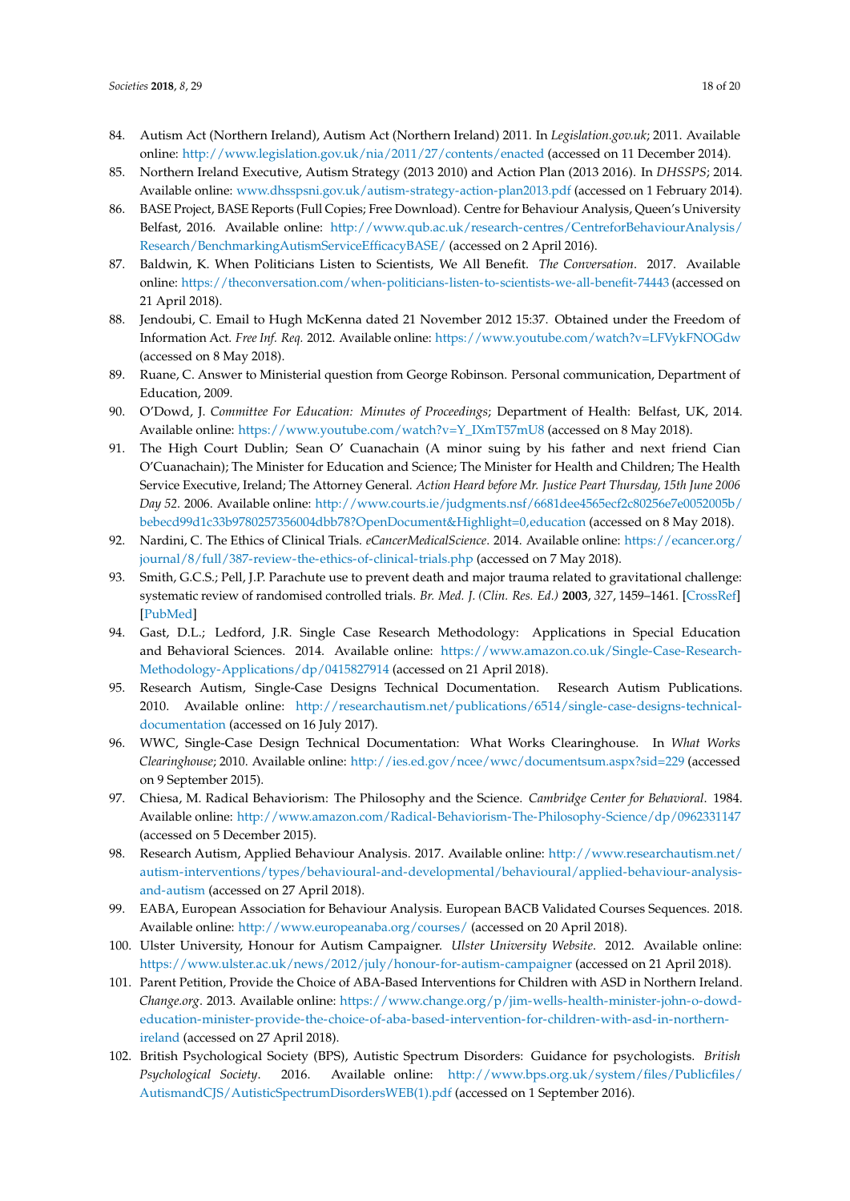84. Autism Act (Northern Ireland), Autism Act (Northern Ireland) 2011. In *Legislation.gov.uk*; 2011. Available online: http://www.legislation.gov.uk/nia/2011/27/contents/enacted (accessed on 11 December 2014).
85. Northern Ireland Executive, Autism Strategy (2013 2010) and Action Plan (2013 2016). In *DHSSPS*; 2014. Available online: www.dhsspsni.gov.uk/autism-strategy-action-plan2013.pdf (accessed on 1 February 2014).
86. BASE Project, BASE Reports (Full Copies; Free Download). Centre for Behaviour Analysis, Queen's University Belfast, 2016. Available online: http://www.qub.ac.uk/research-centres/CentreforBehaviourAnalysis/Research/BenchmarkingAutismServiceEfficacyBASE/ (accessed on 2 April 2016).
87. Baldwin, K. When Politicians Listen to Scientists, We All Benefit. *The Conversation*. 2017. Available online: https://theconversation.com/when-politicians-listen-to-scientists-we-all-benefit-74443 (accessed on 21 April 2018).
88. Jendoubi, C. Email to Hugh McKenna dated 21 November 2012 15:37. Obtained under the Freedom of Information Act. *Free Inf. Req.* 2012. Available online: https://www.youtube.com/watch?v=LFVykFNOGdw (accessed on 8 May 2018).
89. Ruane, C. Answer to Ministerial question from George Robinson. Personal communication, Department of Education, 2009.
90. O'Dowd, J. *Committee For Education: Minutes of Proceedings*; Department of Health: Belfast, UK, 2014. Available online: https://www.youtube.com/watch?v=Y_IXmT57mU8 (accessed on 8 May 2018).
91. The High Court Dublin; Sean O' Cuanachain (A minor suing by his father and next friend Cian O'Cuanachain); The Minister for Education and Science; The Minister for Health and Children; The Health Service Executive, Ireland; The Attorney General. *Action Heard before Mr. Justice Peart Thursday, 15th June 2006 Day 52*. 2006. Available online: http://www.courts.ie/judgments.nsf/6681dee4565ecf2c80256e7e0052005b/bebecd99d1c33b9780257356004dbb78?OpenDocument&Highlight=0,education (accessed on 8 May 2018).
92. Nardini, C. The Ethics of Clinical Trials. *eCancerMedicalScience*. 2014. Available online: https://ecancer.org/journal/8/full/387-review-the-ethics-of-clinical-trials.php (accessed on 7 May 2018).
93. Smith, G.C.S.; Pell, J.P. Parachute use to prevent death and major trauma related to gravitational challenge: systematic review of randomised controlled trials. *Br. Med. J. (Clin. Res. Ed.)* **2003**, *327*, 1459–1461. [CrossRef] [PubMed]
94. Gast, D.L.; Ledford, J.R. Single Case Research Methodology: Applications in Special Education and Behavioral Sciences. 2014. Available online: https://www.amazon.co.uk/Single-Case-Research-Methodology-Applications/dp/0415827914 (accessed on 21 April 2018).
95. Research Autism, Single-Case Designs Technical Documentation. Research Autism Publications. 2010. Available online: http://researchautism.net/publications/6514/single-case-designs-technical-documentation (accessed on 16 July 2017).
96. WWC, Single-Case Design Technical Documentation: What Works Clearinghouse. In *What Works Clearinghouse*; 2010. Available online: http://ies.ed.gov/ncee/wwc/documentsum.aspx?sid=229 (accessed on 9 September 2015).
97. Chiesa, M. Radical Behaviorism: The Philosophy and the Science. *Cambridge Center for Behavioral*. 1984. Available online: http://www.amazon.com/Radical-Behaviorism-The-Philosophy-Science/dp/0962331147 (accessed on 5 December 2015).
98. Research Autism, Applied Behaviour Analysis. 2017. Available online: http://www.researchautism.net/autism-interventions/types/behavioural-and-developmental/behavioural/applied-behaviour-analysis-and-autism (accessed on 27 April 2018).
99. EABA, European Association for Behaviour Analysis. European BACB Validated Courses Sequences. 2018. Available online: http://www.europeanaba.org/courses/ (accessed on 20 April 2018).
100. Ulster University, Honour for Autism Campaigner. *Ulster University Website*. 2012. Available online: https://www.ulster.ac.uk/news/2012/july/honour-for-autism-campaigner (accessed on 21 April 2018).
101. Parent Petition, Provide the Choice of ABA-Based Interventions for Children with ASD in Northern Ireland. *Change.org*. 2013. Available online: https://www.change.org/p/jim-wells-health-minister-john-o-dowd-education-minister-provide-the-choice-of-aba-based-intervention-for-children-with-asd-in-northern-ireland (accessed on 27 April 2018).
102. British Psychological Society (BPS), Autistic Spectrum Disorders: Guidance for psychologists. *British Psychological Society*. 2016. Available online: http://www.bps.org.uk/system/files/Publicfiles/AutismandCJS/AutisticSpectrumDisordersWEB(1).pdf (accessed on 1 September 2016).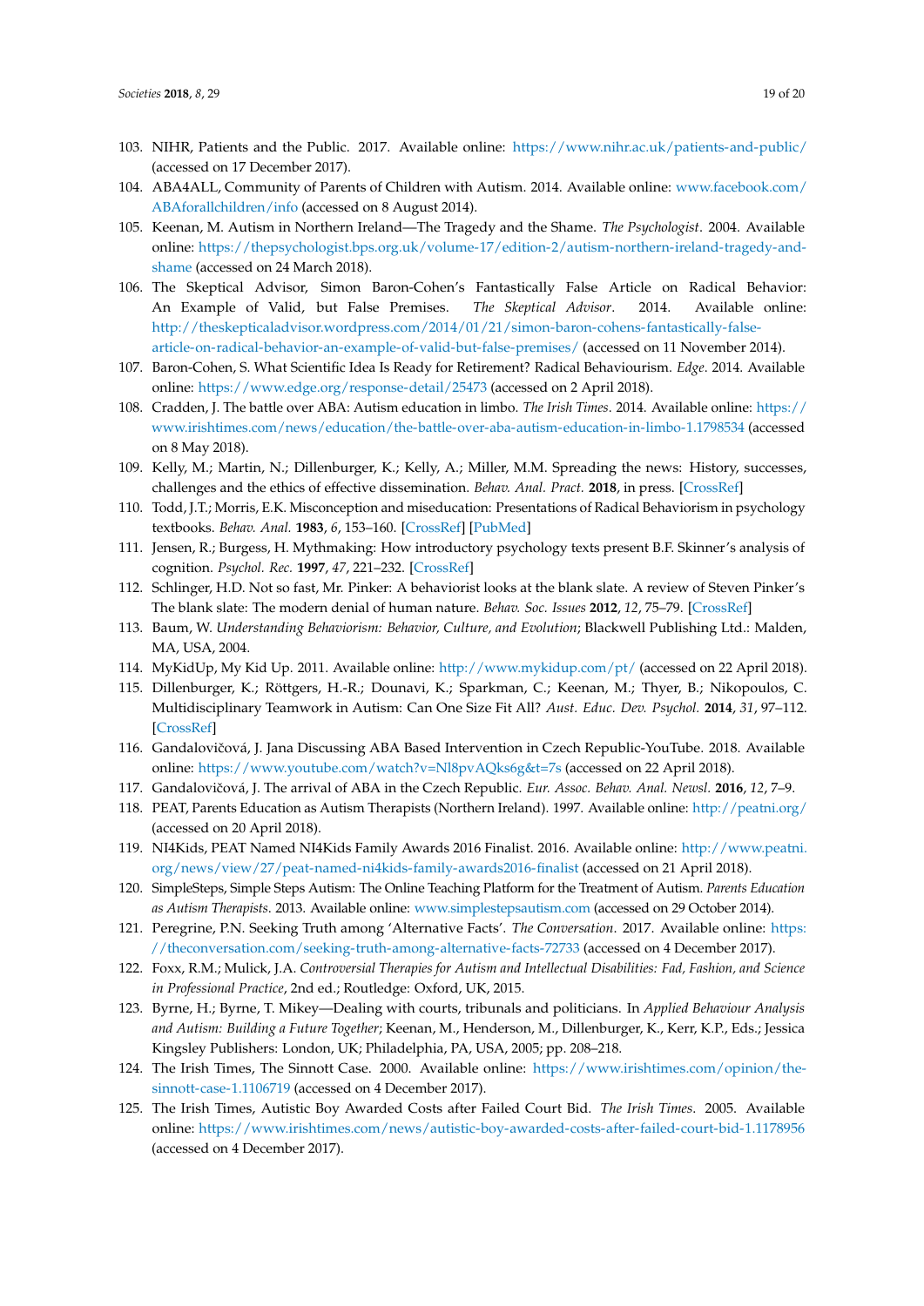103. NIHR, Patients and the Public. 2017. Available online: https://www.nihr.ac.uk/patients-and-public/ (accessed on 17 December 2017).
104. ABA4ALL, Community of Parents of Children with Autism. 2014. Available online: www.facebook.com/ABAforallchildren/info (accessed on 8 August 2014).
105. Keenan, M. Autism in Northern Ireland—The Tragedy and the Shame. *The Psychologist*. 2004. Available online: https://thepsychologist.bps.org.uk/volume-17/edition-2/autism-northern-ireland-tragedy-and-shame (accessed on 24 March 2018).
106. The Skeptical Advisor, Simon Baron-Cohen's Fantastically False Article on Radical Behavior: An Example of Valid, but False Premises. *The Skeptical Advisor*. 2014. Available online: http://theskepticaladvisor.wordpress.com/2014/01/21/simon-baron-cohens-fantastically-false-article-on-radical-behavior-an-example-of-valid-but-false-premises/ (accessed on 11 November 2014).
107. Baron-Cohen, S. What Scientific Idea Is Ready for Retirement? Radical Behaviourism. *Edge*. 2014. Available online: https://www.edge.org/response-detail/25473 (accessed on 2 April 2018).
108. Cradden, J. The battle over ABA: Autism education in limbo. *The Irish Times*. 2014. Available online: https://www.irishtimes.com/news/education/the-battle-over-aba-autism-education-in-limbo-1.1798534 (accessed on 8 May 2018).
109. Kelly, M.; Martin, N.; Dillenburger, K.; Kelly, A.; Miller, M.M. Spreading the news: History, successes, challenges and the ethics of effective dissemination. *Behav. Anal. Pract.* **2018**, in press. [CrossRef]
110. Todd, J.T.; Morris, E.K. Misconception and miseducation: Presentations of Radical Behaviorism in psychology textbooks. *Behav. Anal.* **1983**, *6*, 153–160. [CrossRef] [PubMed]
111. Jensen, R.; Burgess, H. Mythmaking: How introductory psychology texts present B.F. Skinner's analysis of cognition. *Psychol. Rec.* **1997**, *47*, 221–232. [CrossRef]
112. Schlinger, H.D. Not so fast, Mr. Pinker: A behaviorist looks at the blank slate. A review of Steven Pinker's The blank slate: The modern denial of human nature. *Behav. Soc. Issues* **2012**, *12*, 75–79. [CrossRef]
113. Baum, W. *Understanding Behaviorism: Behavior, Culture, and Evolution*; Blackwell Publishing Ltd.: Malden, MA, USA, 2004.
114. MyKidUp, My Kid Up. 2011. Available online: http://www.mykidup.com/pt/ (accessed on 22 April 2018).
115. Dillenburger, K.; Röttgers, H.-R.; Dounavi, K.; Sparkman, C.; Keenan, M.; Thyer, B.; Nikopoulos, C. Multidisciplinary Teamwork in Autism: Can One Size Fit All? *Aust. Educ. Dev. Psychol.* **2014**, *31*, 97–112. [CrossRef]
116. Gandalovičová, J. Jana Discussing ABA Based Intervention in Czech Republic-YouTube. 2018. Available online: https://www.youtube.com/watch?v=Nl8pvAQks6g&t=7s (accessed on 22 April 2018).
117. Gandalovičová, J. The arrival of ABA in the Czech Republic. *Eur. Assoc. Behav. Anal. Newsl.* **2016**, *12*, 7–9.
118. PEAT, Parents Education as Autism Therapists (Northern Ireland). 1997. Available online: http://peatni.org/ (accessed on 20 April 2018).
119. NI4Kids, PEAT Named NI4Kids Family Awards 2016 Finalist. 2016. Available online: http://www.peatni.org/news/view/27/peat-named-ni4kids-family-awards2016-finalist (accessed on 21 April 2018).
120. SimpleSteps, Simple Steps Autism: The Online Teaching Platform for the Treatment of Autism. *Parents Education as Autism Therapists*. 2013. Available online: www.simplestepsautism.com (accessed on 29 October 2014).
121. Peregrine, P.N. Seeking Truth among 'Alternative Facts'. *The Conversation*. 2017. Available online: https://theconversation.com/seeking-truth-among-alternative-facts-72733 (accessed on 4 December 2017).
122. Foxx, R.M.; Mulick, J.A. *Controversial Therapies for Autism and Intellectual Disabilities: Fad, Fashion, and Science in Professional Practice*, 2nd ed.; Routledge: Oxford, UK, 2015.
123. Byrne, H.; Byrne, T. Mikey—Dealing with courts, tribunals and politicians. In *Applied Behaviour Analysis and Autism: Building a Future Together*; Keenan, M., Henderson, M., Dillenburger, K., Kerr, K.P., Eds.; Jessica Kingsley Publishers: London, UK; Philadelphia, PA, USA, 2005; pp. 208–218.
124. The Irish Times, The Sinnott Case. 2000. Available online: https://www.irishtimes.com/opinion/the-sinnott-case-1.1106719 (accessed on 4 December 2017).
125. The Irish Times, Autistic Boy Awarded Costs after Failed Court Bid. *The Irish Times*. 2005. Available online: https://www.irishtimes.com/news/autistic-boy-awarded-costs-after-failed-court-bid-1.1178956 (accessed on 4 December 2017).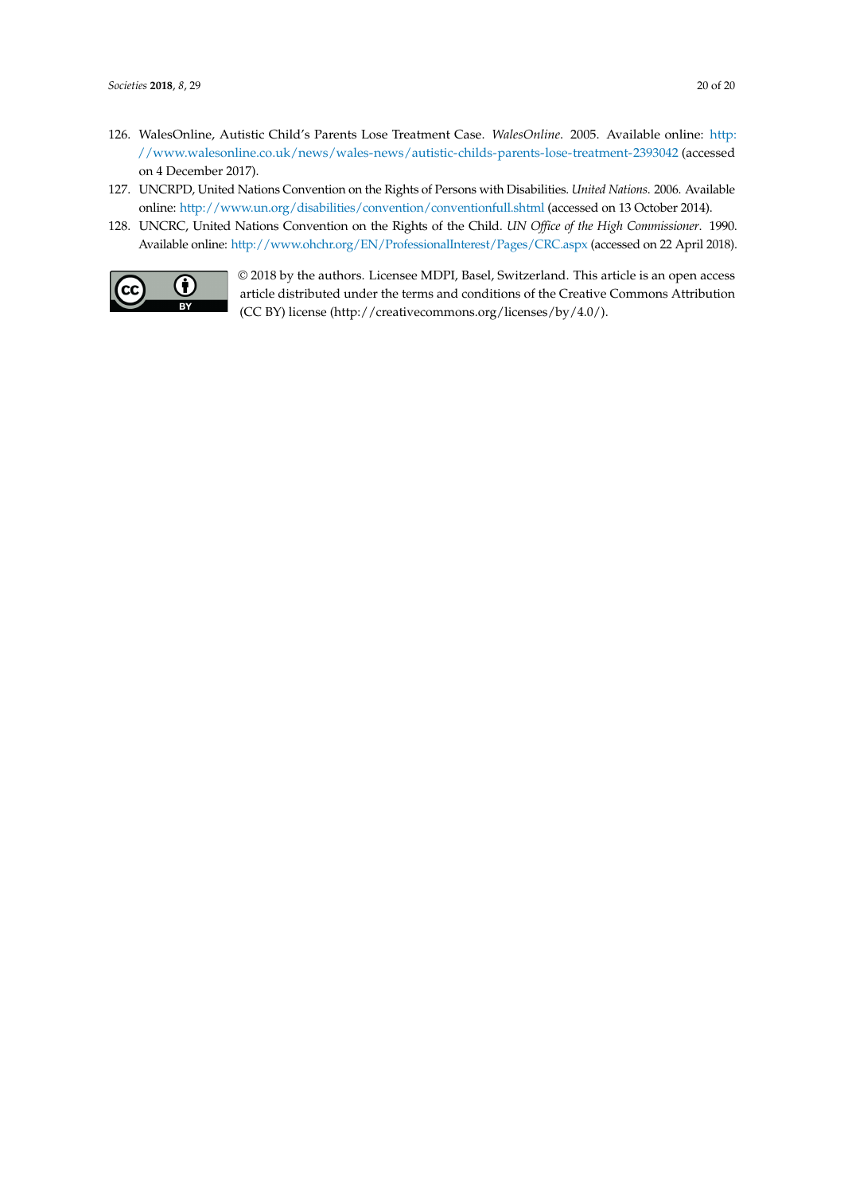126. WalesOnline, Autistic Child's Parents Lose Treatment Case. *WalesOnline*. 2005. Available online: http://www.walesonline.co.uk/news/wales-news/autistic-childs-parents-lose-treatment-2393042 (accessed on 4 December 2017).
127. UNCRPD, United Nations Convention on the Rights of Persons with Disabilities. *United Nations*. 2006. Available online: http://www.un.org/disabilities/convention/conventionfull.shtml (accessed on 13 October 2014).
128. UNCRC, United Nations Convention on the Rights of the Child. *UN Office of the High Commissioner*. 1990. Available online: http://www.ohchr.org/EN/ProfessionalInterest/Pages/CRC.aspx (accessed on 22 April 2018).

© 2018 by the authors. Licensee MDPI, Basel, Switzerland. This article is an open access article distributed under the terms and conditions of the Creative Commons Attribution (CC BY) license (http://creativecommons.org/licenses/by/4.0/).